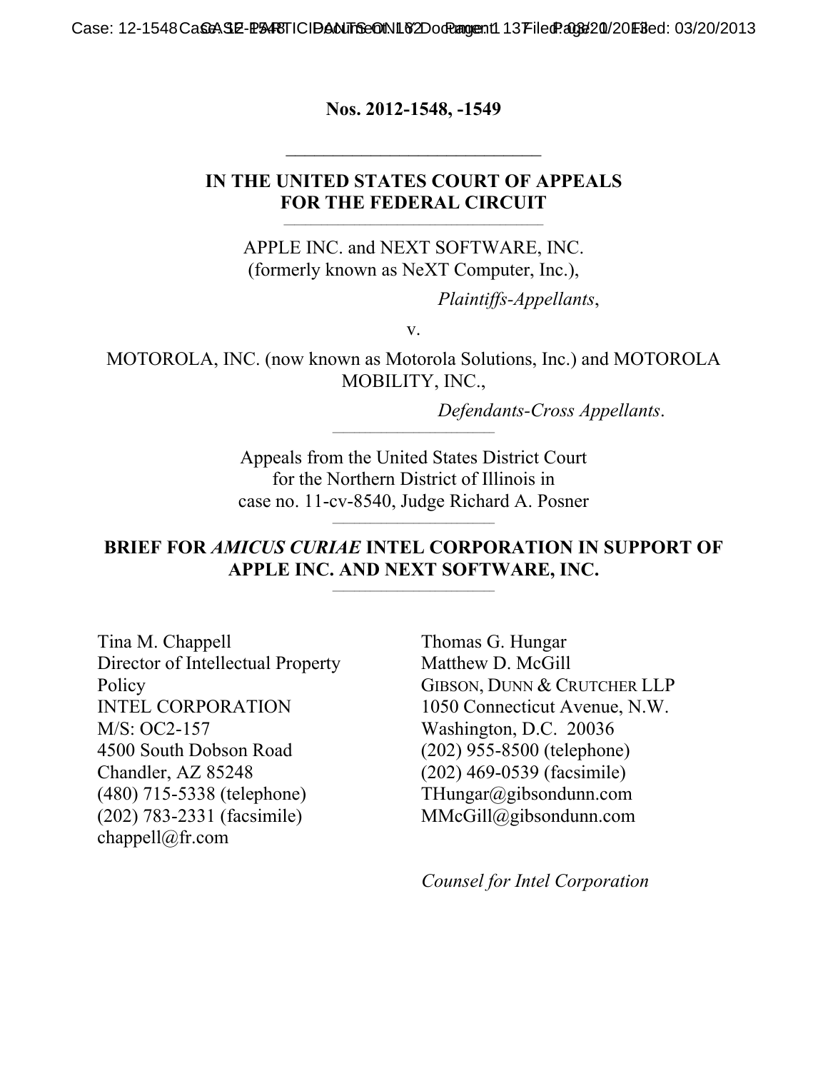**Nos. 2012-1548, -1549**

---

**IN THE UNITED STATES COURT OF APPEALS FOR THE FEDERAL CIRCUIT**

---

APPLE INC. and NEXT SOFTWARE, INC. (formerly known as NeXT Computer, Inc.),

*Plaintiffs-Appellants*,

v.

MOTOROLA, INC. (now known as Motorola Solutions, Inc.) and MOTOROLA MOBILITY, INC.,

*Defendants-Cross Appellants*.

---

Appeals from the United States District Court for the Northern District of Illinois in case no. 11-cv-8540, Judge Richard A. Posner

---

**BRIEF FOR *AMICUS CURIAE* INTEL CORPORATION IN SUPPORT OF APPLE INC. AND NEXT SOFTWARE, INC.**

---

Tina M. Chappell
Director of Intellectual Property Policy
INTEL CORPORATION
M/S: OC2-157
4500 South Dobson Road
Chandler, AZ 85248
(480) 715-5338 (telephone)
(202) 783-2331 (facsimile)
chappell@fr.com

Thomas G. Hungar
Matthew D. McGill
GIBSON, DUNN & CRUTCHER LLP
1050 Connecticut Avenue, N.W.
Washington, D.C. 20036
(202) 955-8500 (telephone)
(202) 469-0539 (facsimile)
THungar@gibsondunn.com
MMcGill@gibsondunn.com

*Counsel for Intel Corporation*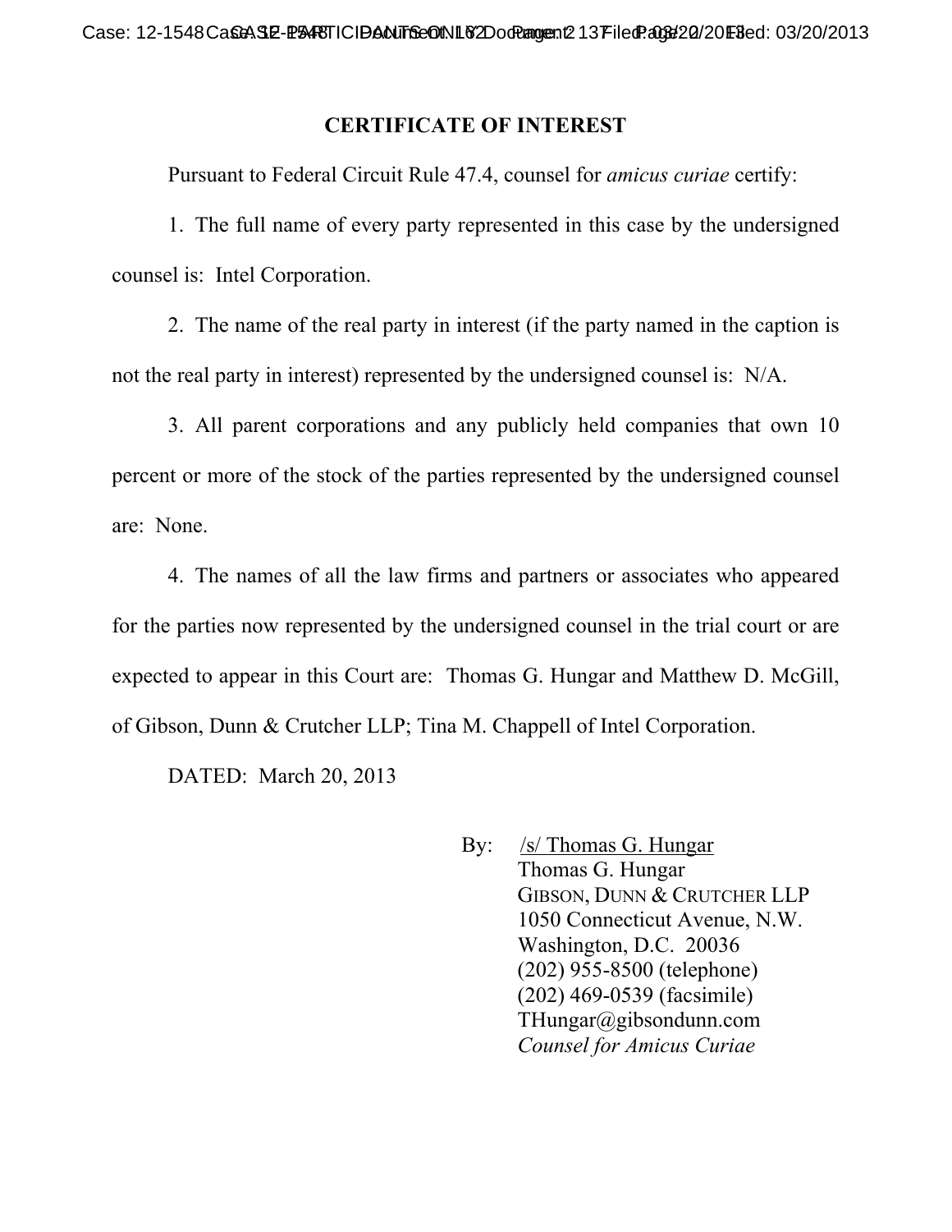# CERTIFICATE OF INTEREST

Pursuant to Federal Circuit Rule 47.4, counsel for *amicus curiae* certify:

1. The full name of every party represented in this case by the undersigned counsel is: Intel Corporation.

2. The name of the real party in interest (if the party named in the caption is not the real party in interest) represented by the undersigned counsel is: N/A.

3. All parent corporations and any publicly held companies that own 10 percent or more of the stock of the parties represented by the undersigned counsel are: None.

4. The names of all the law firms and partners or associates who appeared for the parties now represented by the undersigned counsel in the trial court or are expected to appear in this Court are: Thomas G. Hungar and Matthew D. McGill, of Gibson, Dunn & Crutcher LLP; Tina M. Chappell of Intel Corporation.

DATED: March 20, 2013

By: /s/ Thomas G. Hungar
Thomas G. Hungar
GIBSON, DUNN & CRUTCHER LLP
1050 Connecticut Avenue, N.W.
Washington, D.C. 20036
(202) 955-8500 (telephone)
(202) 469-0539 (facsimile)
THungar@gibsondunn.com
*Counsel for Amicus Curiae*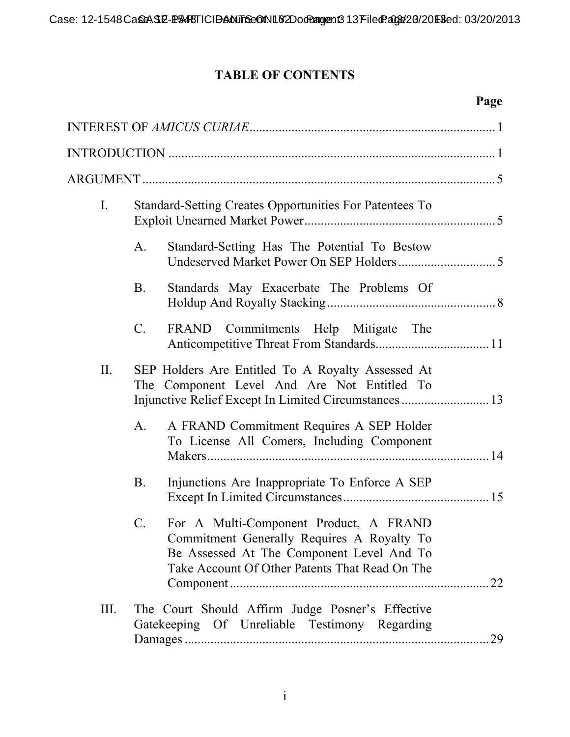# TABLE OF CONTENTS

| | Page |
|---|---|
| INTEREST OF *AMICUS CURIAE* | 1 |
| INTRODUCTION | 1 |
| ARGUMENT | 5 |
| I. Standard-Setting Creates Opportunities For Patentees To Exploit Unearned Market Power | 5 |
| A. Standard-Setting Has The Potential To Bestow Undeserved Market Power On SEP Holders | 5 |
| B. Standards May Exacerbate The Problems Of Holdup And Royalty Stacking | 8 |
| C. FRAND Commitments Help Mitigate The Anticompetitive Threat From Standards | 11 |
| II. SEP Holders Are Entitled To A Royalty Assessed At The Component Level And Are Not Entitled To Injunctive Relief Except In Limited Circumstances | 13 |
| A. A FRAND Commitment Requires A SEP Holder To License All Comers, Including Component Makers | 14 |
| B. Injunctions Are Inappropriate To Enforce A SEP Except In Limited Circumstances | 15 |
| C. For A Multi-Component Product, A FRAND Commitment Generally Requires A Royalty To Be Assessed At The Component Level And To Take Account Of Other Patents That Read On The Component | 22 |
| III. The Court Should Affirm Judge Posner's Effective Gatekeeping Of Unreliable Testimony Regarding Damages | 29 |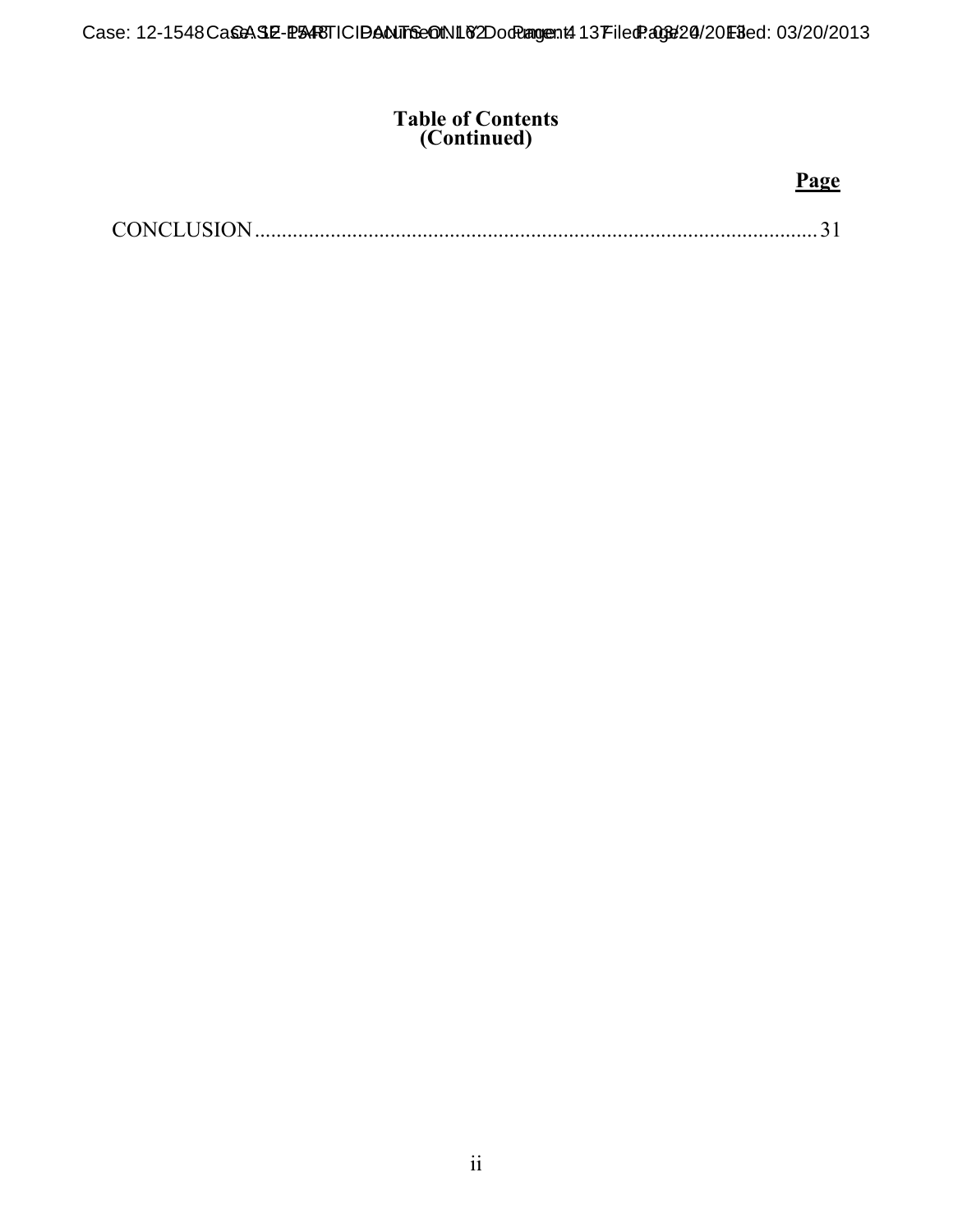**Table of Contents (Continued)**

| | Page |
|---|---|
| CONCLUSION | 31 |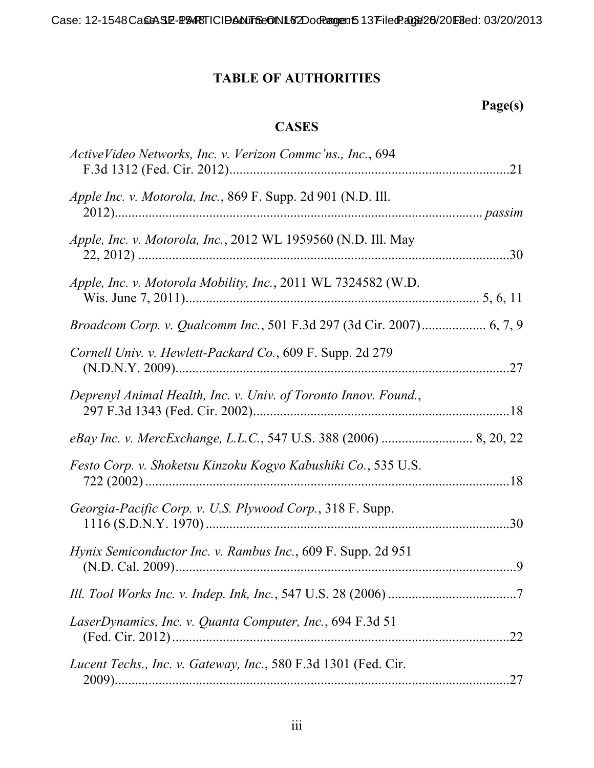# TABLE OF AUTHORITIES

**Page(s)**

## CASES

*ActiveVideo Networks, Inc. v. Verizon Commc'ns., Inc.*, 694 F.3d 1312 (Fed. Cir. 2012)....................21

*Apple Inc. v. Motorola, Inc.*, 869 F. Supp. 2d 901 (N.D. Ill. 2012).................... *passim*

*Apple, Inc. v. Motorola, Inc.*, 2012 WL 1959560 (N.D. Ill. May 22, 2012)....................30

*Apple, Inc. v. Motorola Mobility, Inc.*, 2011 WL 7324582 (W.D. Wis. June 7, 2011).................... 5, 6, 11

*Broadcom Corp. v. Qualcomm Inc.*, 501 F.3d 297 (3d Cir. 2007).................... 6, 7, 9

*Cornell Univ. v. Hewlett-Packard Co.*, 609 F. Supp. 2d 279 (N.D.N.Y. 2009)....................27

*Deprenyl Animal Health, Inc. v. Univ. of Toronto Innov. Found.*, 297 F.3d 1343 (Fed. Cir. 2002)....................18

*eBay Inc. v. MercExchange, L.L.C.*, 547 U.S. 388 (2006).................... 8, 20, 22

*Festo Corp. v. Shoketsu Kinzoku Kogyo Kabushiki Co.*, 535 U.S. 722 (2002)....................18

*Georgia-Pacific Corp. v. U.S. Plywood Corp.*, 318 F. Supp. 1116 (S.D.N.Y. 1970)....................30

*Hynix Semiconductor Inc. v. Rambus Inc.*, 609 F. Supp. 2d 951 (N.D. Cal. 2009)....................9

*Ill. Tool Works Inc. v. Indep. Ink, Inc.*, 547 U.S. 28 (2006)....................7

*LaserDynamics, Inc. v. Quanta Computer, Inc.*, 694 F.3d 51 (Fed. Cir. 2012)....................22

*Lucent Techs., Inc. v. Gateway, Inc.*, 580 F.3d 1301 (Fed. Cir. 2009)....................27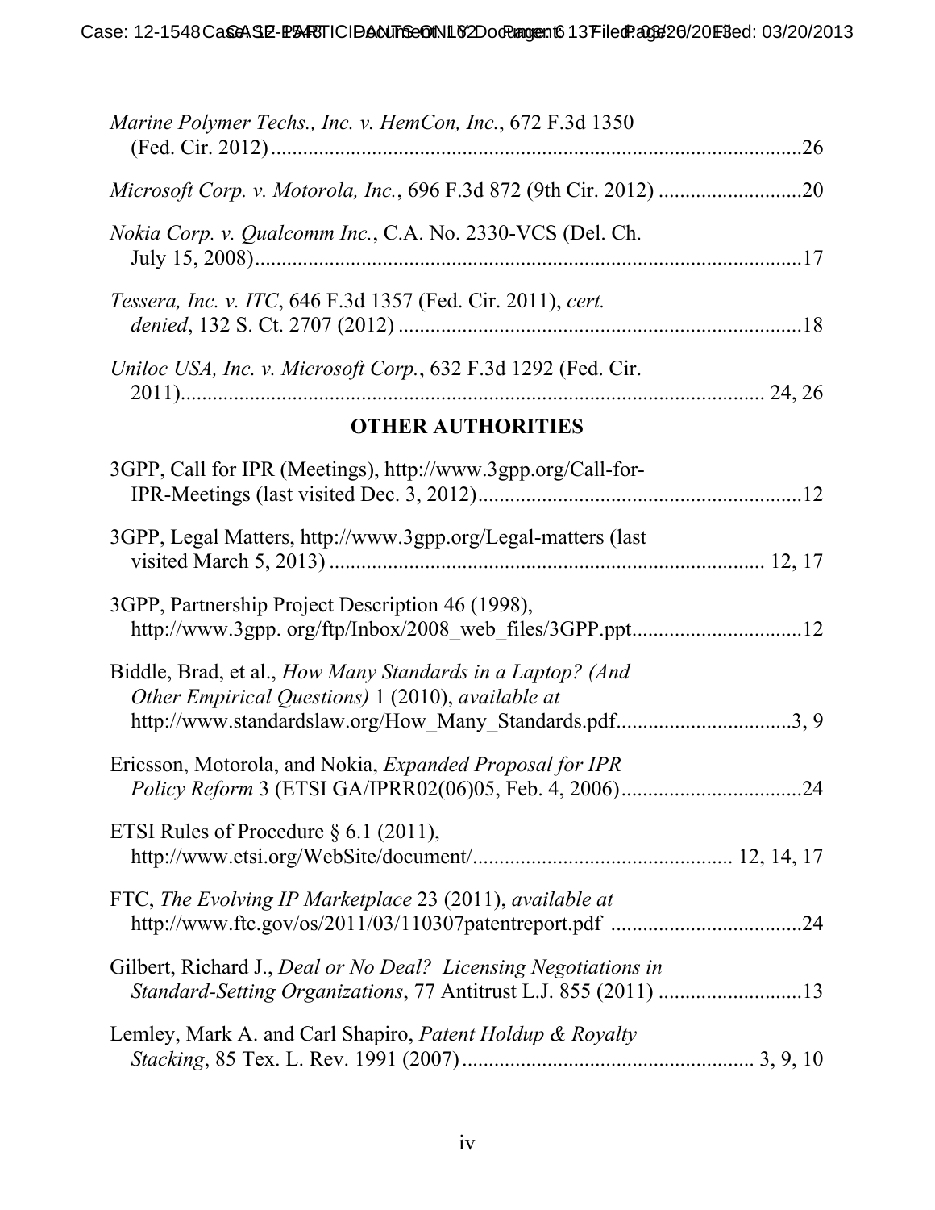*Marine Polymer Techs., Inc. v. HemCon, Inc.*, 672 F.3d 1350 (Fed. Cir. 2012) ....................................................................................................26

*Microsoft Corp. v. Motorola, Inc.*, 696 F.3d 872 (9th Cir. 2012) ...........................20

*Nokia Corp. v. Qualcomm Inc.*, C.A. No. 2330-VCS (Del. Ch. July 15, 2008)........................................................................................................17

*Tessera, Inc. v. ITC*, 646 F.3d 1357 (Fed. Cir. 2011), *cert. denied*, 132 S. Ct. 2707 (2012) ............................................................................18

*Uniloc USA, Inc. v. Microsoft Corp.*, 632 F.3d 1292 (Fed. Cir. 2011)................................................................................................................ 24, 26

## OTHER AUTHORITIES

3GPP, Call for IPR (Meetings), http://www.3gpp.org/Call-for-IPR-Meetings (last visited Dec. 3, 2012)..............................................................12

3GPP, Legal Matters, http://www.3gpp.org/Legal-matters (last visited March 5, 2013) ................................................................................. 12, 17

3GPP, Partnership Project Description 46 (1998), http://www.3gpp. org/ftp/Inbox/2008_web_files/3GPP.ppt................................12

Biddle, Brad, et al., *How Many Standards in a Laptop? (And Other Empirical Questions)* 1 (2010), *available at* http://www.standardslaw.org/How_Many_Standards.pdf.................................3, 9

Ericsson, Motorola, and Nokia, *Expanded Proposal for IPR Policy Reform* 3 (ETSI GA/IPRR02(06)05, Feb. 4, 2006)..................................24

ETSI Rules of Procedure § 6.1 (2011), http://www.etsi.org/WebSite/document/................................................ 12, 14, 17

FTC, *The Evolving IP Marketplace* 23 (2011), *available at* http://www.ftc.gov/os/2011/03/110307patentreport.pdf ....................................24

Gilbert, Richard J., *Deal or No Deal? Licensing Negotiations in Standard-Setting Organizations*, 77 Antitrust L.J. 855 (2011) ...........................13

Lemley, Mark A. and Carl Shapiro, *Patent Holdup & Royalty Stacking*, 85 Tex. L. Rev. 1991 (2007)...................................................... 3, 9, 10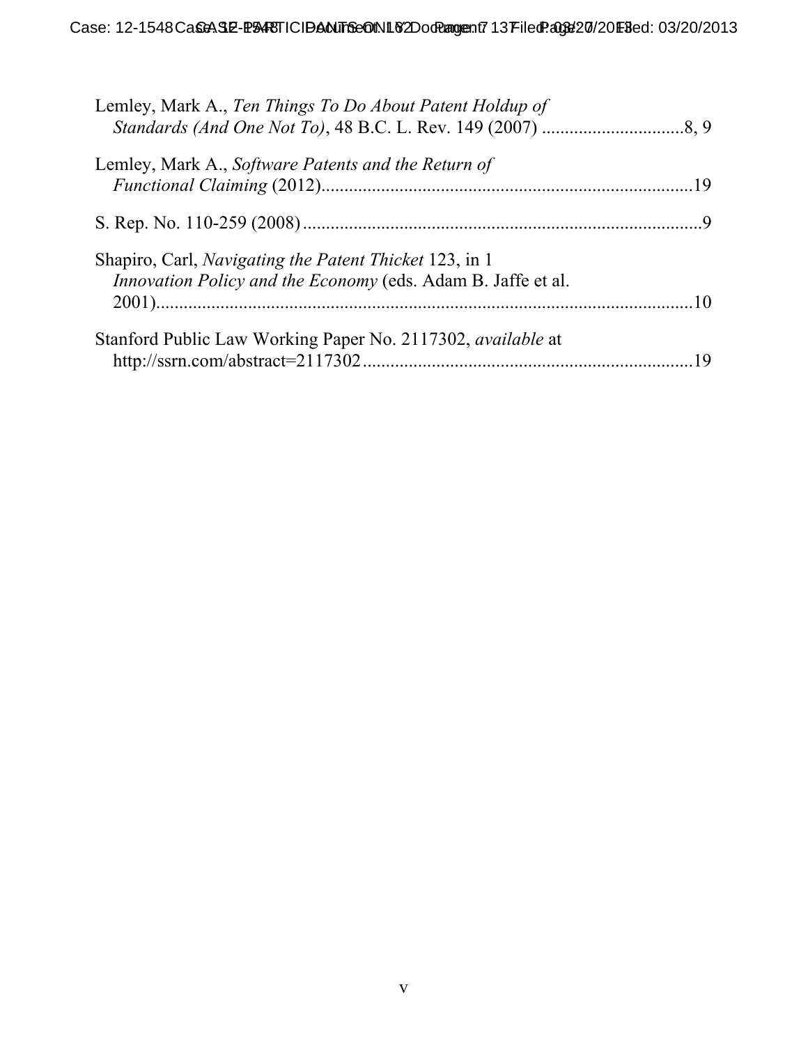Lemley, Mark A., *Ten Things To Do About Patent Holdup of Standards (And One Not To)*, 48 B.C. L. Rev. 149 (2007) ...............................8, 9

Lemley, Mark A., *Software Patents and the Return of Functional Claiming* (2012)................................................................................19

S. Rep. No. 110-259 (2008).......................................................................................9

Shapiro, Carl, *Navigating the Patent Thicket* 123, in 1 *Innovation Policy and the Economy* (eds. Adam B. Jaffe et al. 2001)......................................................................................................10

Stanford Public Law Working Paper No. 2117302, *available* at http://ssrn.com/abstract=2117302.......................................................................19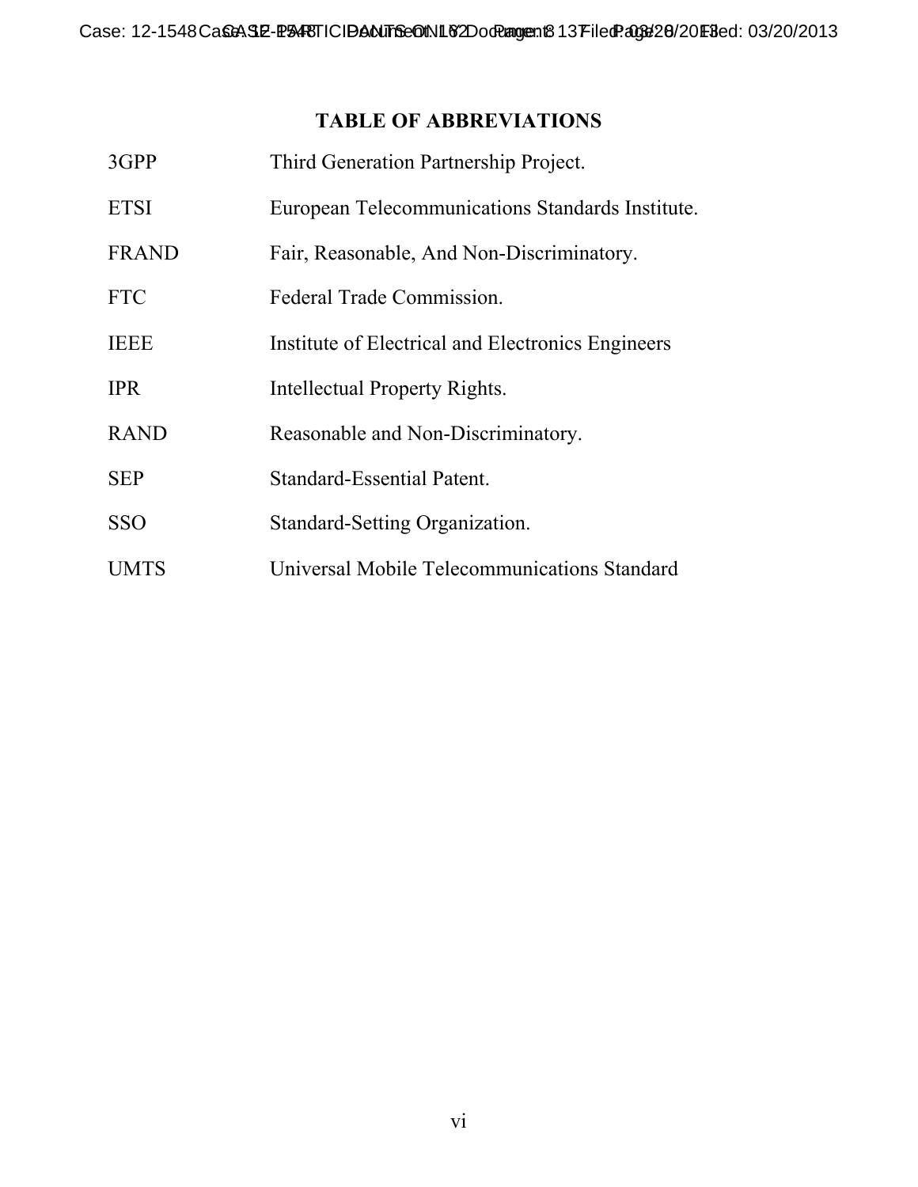## TABLE OF ABBREVIATIONS

| | |
|---|---|
| 3GPP | Third Generation Partnership Project. |
| ETSI | European Telecommunications Standards Institute. |
| FRAND | Fair, Reasonable, And Non-Discriminatory. |
| FTC | Federal Trade Commission. |
| IEEE | Institute of Electrical and Electronics Engineers |
| IPR | Intellectual Property Rights. |
| RAND | Reasonable and Non-Discriminatory. |
| SEP | Standard-Essential Patent. |
| SSO | Standard-Setting Organization. |
| UMTS | Universal Mobile Telecommunications Standard |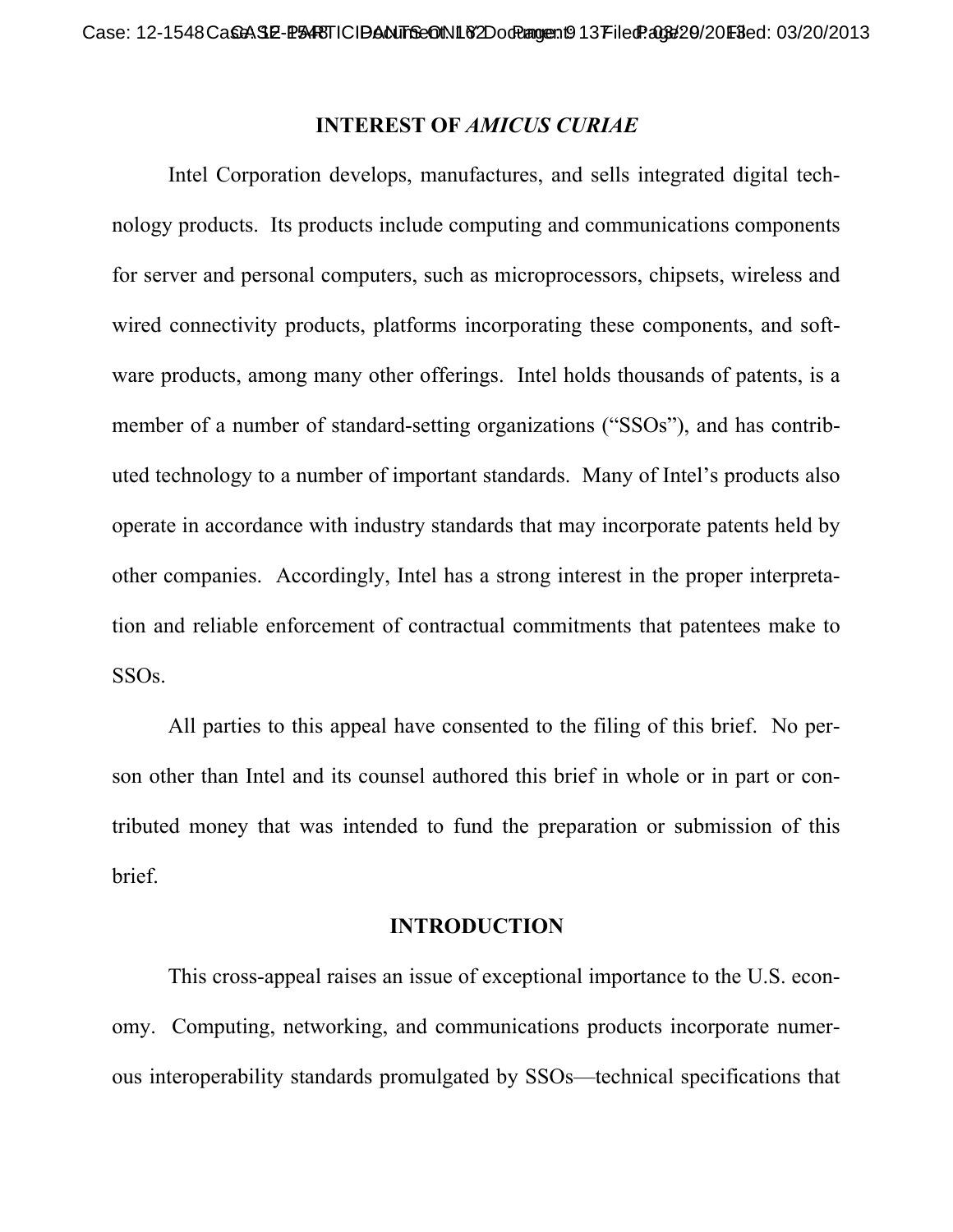## INTEREST OF *AMICUS CURIAE*

Intel Corporation develops, manufactures, and sells integrated digital technology products. Its products include computing and communications components for server and personal computers, such as microprocessors, chipsets, wireless and wired connectivity products, platforms incorporating these components, and software products, among many other offerings. Intel holds thousands of patents, is a member of a number of standard-setting organizations ("SSOs"), and has contributed technology to a number of important standards. Many of Intel's products also operate in accordance with industry standards that may incorporate patents held by other companies. Accordingly, Intel has a strong interest in the proper interpretation and reliable enforcement of contractual commitments that patentees make to SSOs.

All parties to this appeal have consented to the filing of this brief. No person other than Intel and its counsel authored this brief in whole or in part or contributed money that was intended to fund the preparation or submission of this brief.

## INTRODUCTION

This cross-appeal raises an issue of exceptional importance to the U.S. economy. Computing, networking, and communications products incorporate numerous interoperability standards promulgated by SSOs—technical specifications that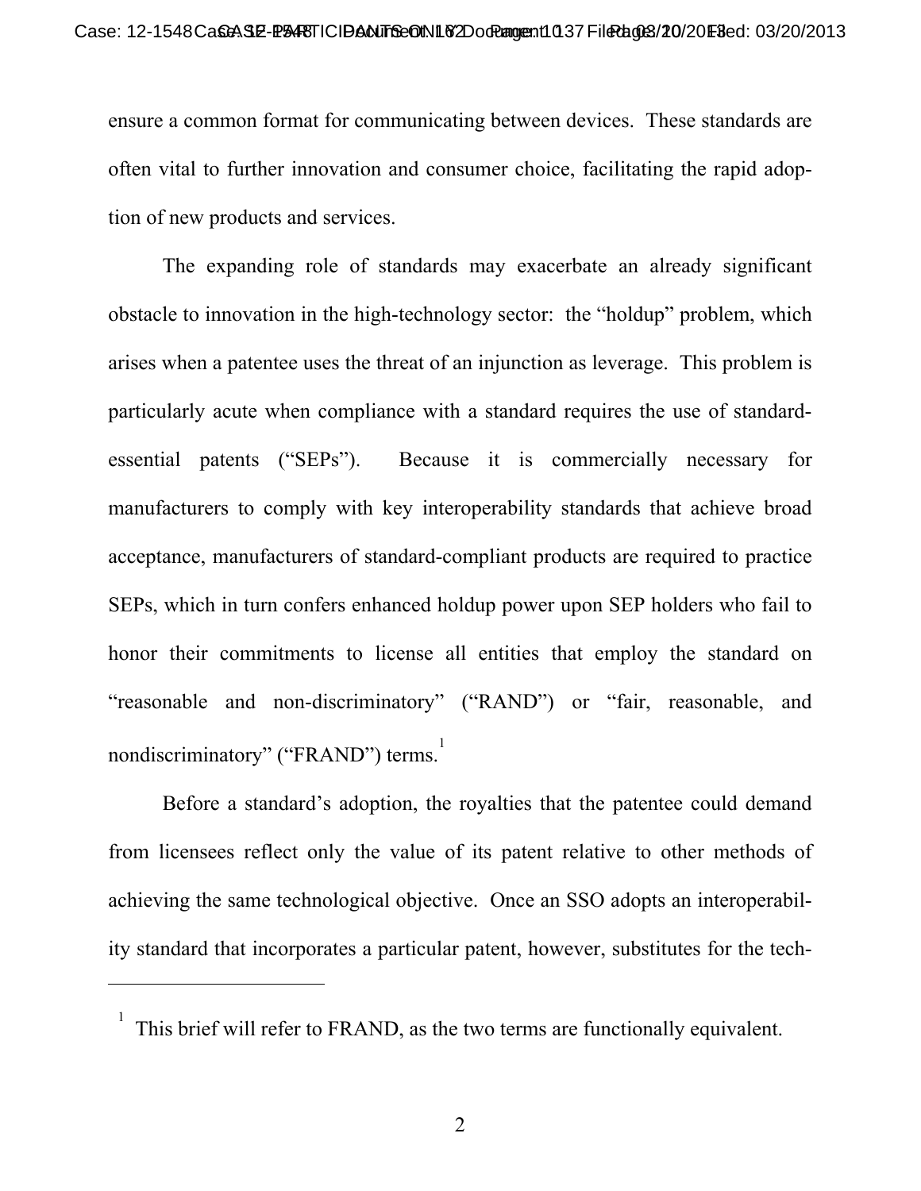ensure a common format for communicating between devices. These standards are often vital to further innovation and consumer choice, facilitating the rapid adoption of new products and services.

The expanding role of standards may exacerbate an already significant obstacle to innovation in the high-technology sector: the "holdup" problem, which arises when a patentee uses the threat of an injunction as leverage. This problem is particularly acute when compliance with a standard requires the use of standard-essential patents ("SEPs"). Because it is commercially necessary for manufacturers to comply with key interoperability standards that achieve broad acceptance, manufacturers of standard-compliant products are required to practice SEPs, which in turn confers enhanced holdup power upon SEP holders who fail to honor their commitments to license all entities that employ the standard on "reasonable and non-discriminatory" ("RAND") or "fair, reasonable, and nondiscriminatory" ("FRAND") terms.[1]

Before a standard's adoption, the royalties that the patentee could demand from licensees reflect only the value of its patent relative to other methods of achieving the same technological objective. Once an SSO adopts an interoperability standard that incorporates a particular patent, however, substitutes for the tech-

---

[1] This brief will refer to FRAND, as the two terms are functionally equivalent.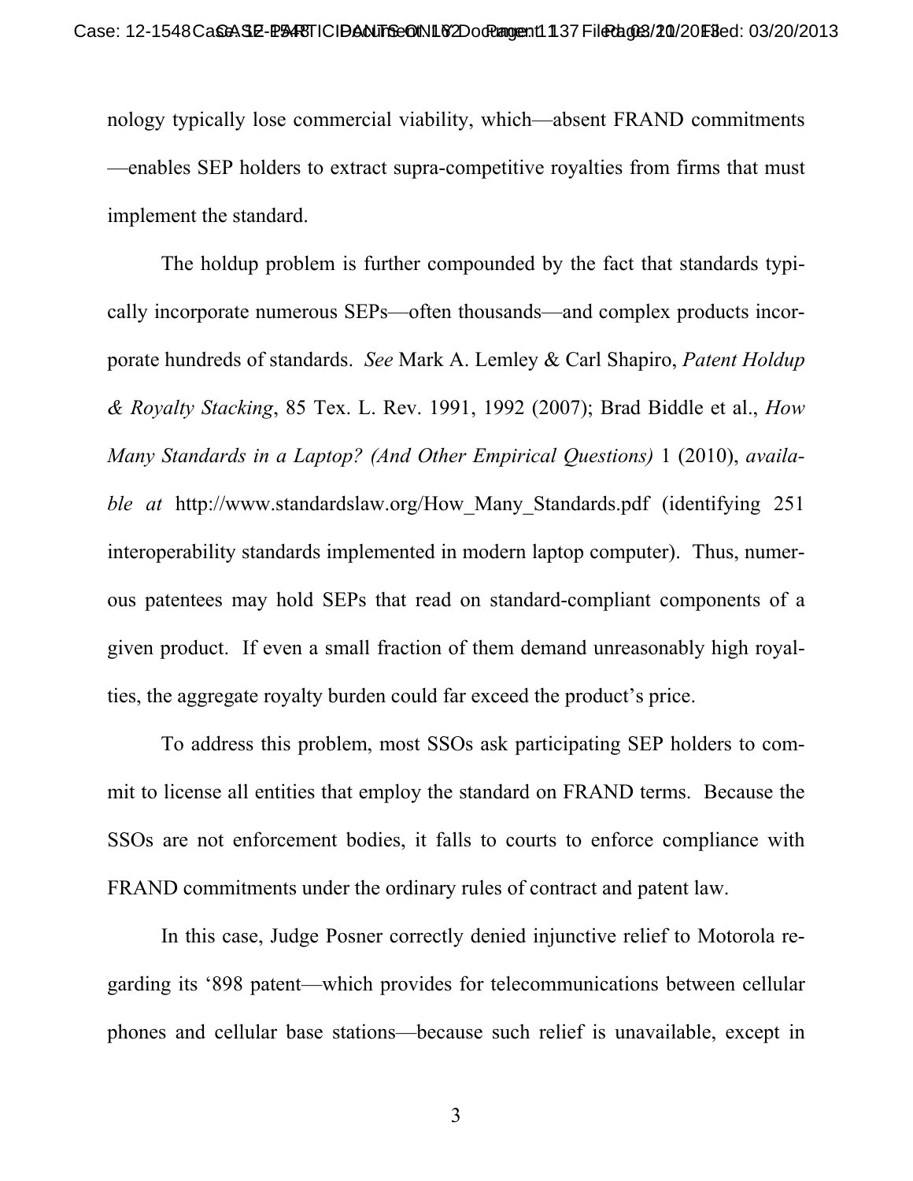nology typically lose commercial viability, which—absent FRAND commitments—enables SEP holders to extract supra-competitive royalties from firms that must implement the standard.

The holdup problem is further compounded by the fact that standards typically incorporate numerous SEPs—often thousands—and complex products incorporate hundreds of standards. *See* Mark A. Lemley & Carl Shapiro, *Patent Holdup & Royalty Stacking*, 85 Tex. L. Rev. 1991, 1992 (2007); Brad Biddle et al., *How Many Standards in a Laptop? (And Other Empirical Questions)* 1 (2010), *available at* http://www.standardslaw.org/How_Many_Standards.pdf (identifying 251 interoperability standards implemented in modern laptop computer). Thus, numerous patentees may hold SEPs that read on standard-compliant components of a given product. If even a small fraction of them demand unreasonably high royalties, the aggregate royalty burden could far exceed the product's price.

To address this problem, most SSOs ask participating SEP holders to commit to license all entities that employ the standard on FRAND terms. Because the SSOs are not enforcement bodies, it falls to courts to enforce compliance with FRAND commitments under the ordinary rules of contract and patent law.

In this case, Judge Posner correctly denied injunctive relief to Motorola regarding its '898 patent—which provides for telecommunications between cellular phones and cellular base stations—because such relief is unavailable, except in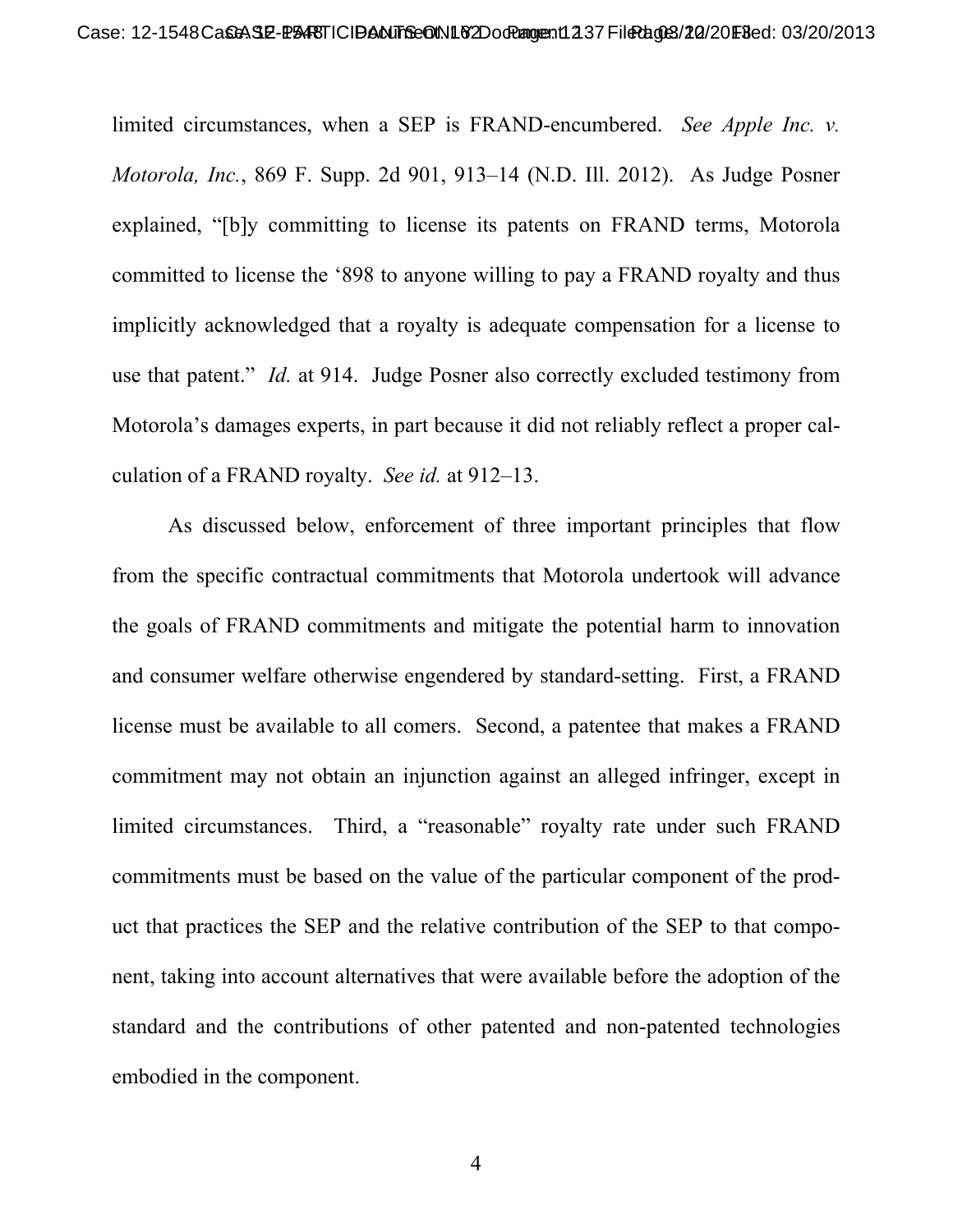limited circumstances, when a SEP is FRAND-encumbered. *See Apple Inc. v. Motorola, Inc.*, 869 F. Supp. 2d 901, 913–14 (N.D. Ill. 2012). As Judge Posner explained, "[b]y committing to license its patents on FRAND terms, Motorola committed to license the '898 to anyone willing to pay a FRAND royalty and thus implicitly acknowledged that a royalty is adequate compensation for a license to use that patent." *Id.* at 914. Judge Posner also correctly excluded testimony from Motorola's damages experts, in part because it did not reliably reflect a proper calculation of a FRAND royalty. *See id.* at 912–13.

As discussed below, enforcement of three important principles that flow from the specific contractual commitments that Motorola undertook will advance the goals of FRAND commitments and mitigate the potential harm to innovation and consumer welfare otherwise engendered by standard-setting. First, a FRAND license must be available to all comers. Second, a patentee that makes a FRAND commitment may not obtain an injunction against an alleged infringer, except in limited circumstances. Third, a "reasonable" royalty rate under such FRAND commitments must be based on the value of the particular component of the product that practices the SEP and the relative contribution of the SEP to that component, taking into account alternatives that were available before the adoption of the standard and the contributions of other patented and non-patented technologies embodied in the component.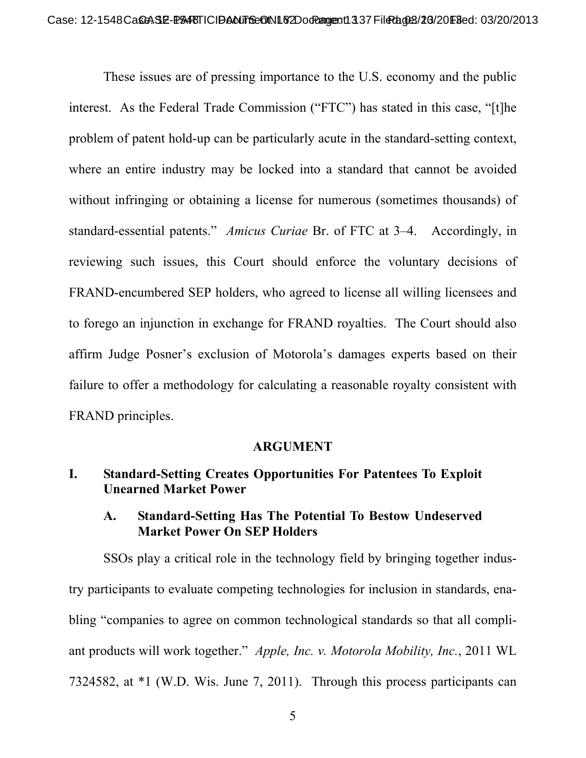These issues are of pressing importance to the U.S. economy and the public interest. As the Federal Trade Commission ("FTC") has stated in this case, "[t]he problem of patent hold-up can be particularly acute in the standard-setting context, where an entire industry may be locked into a standard that cannot be avoided without infringing or obtaining a license for numerous (sometimes thousands) of standard-essential patents." *Amicus Curiae* Br. of FTC at 3–4. Accordingly, in reviewing such issues, this Court should enforce the voluntary decisions of FRAND-encumbered SEP holders, who agreed to license all willing licensees and to forego an injunction in exchange for FRAND royalties. The Court should also affirm Judge Posner's exclusion of Motorola's damages experts based on their failure to offer a methodology for calculating a reasonable royalty consistent with FRAND principles.

## ARGUMENT

### I. Standard-Setting Creates Opportunities For Patentees To Exploit Unearned Market Power

#### A. Standard-Setting Has The Potential To Bestow Undeserved Market Power On SEP Holders

SSOs play a critical role in the technology field by bringing together industry participants to evaluate competing technologies for inclusion in standards, enabling "companies to agree on common technological standards so that all compliant products will work together." *Apple, Inc. v. Motorola Mobility, Inc.*, 2011 WL 7324582, at *1 (W.D. Wis. June 7, 2011). Through this process participants can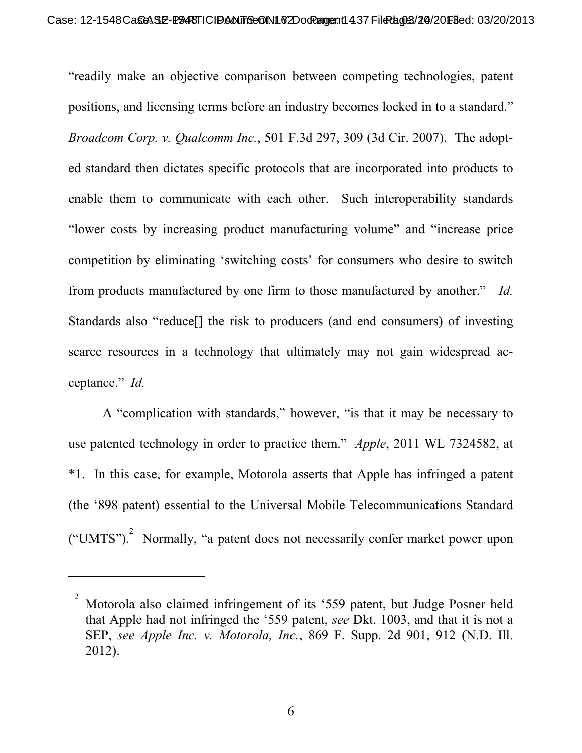"readily make an objective comparison between competing technologies, patent positions, and licensing terms before an industry becomes locked in to a standard." *Broadcom Corp. v. Qualcomm Inc.*, 501 F.3d 297, 309 (3d Cir. 2007). The adopted standard then dictates specific protocols that are incorporated into products to enable them to communicate with each other. Such interoperability standards "lower costs by increasing product manufacturing volume" and "increase price competition by eliminating 'switching costs' for consumers who desire to switch from products manufactured by one firm to those manufactured by another." *Id.* Standards also "reduce[] the risk to producers (and end consumers) of investing scarce resources in a technology that ultimately may not gain widespread acceptance." *Id.*

A "complication with standards," however, "is that it may be necessary to use patented technology in order to practice them." *Apple*, 2011 WL 7324582, at *1. In this case, for example, Motorola asserts that Apple has infringed a patent (the '898 patent) essential to the Universal Mobile Telecommunications Standard ("UMTS").[2] Normally, "a patent does not necessarily confer market power upon

---

[2] Motorola also claimed infringement of its '559 patent, but Judge Posner held that Apple had not infringed the '559 patent, *see* Dkt. 1003, and that it is not a SEP, *see Apple Inc. v. Motorola, Inc.*, 869 F. Supp. 2d 901, 912 (N.D. Ill. 2012).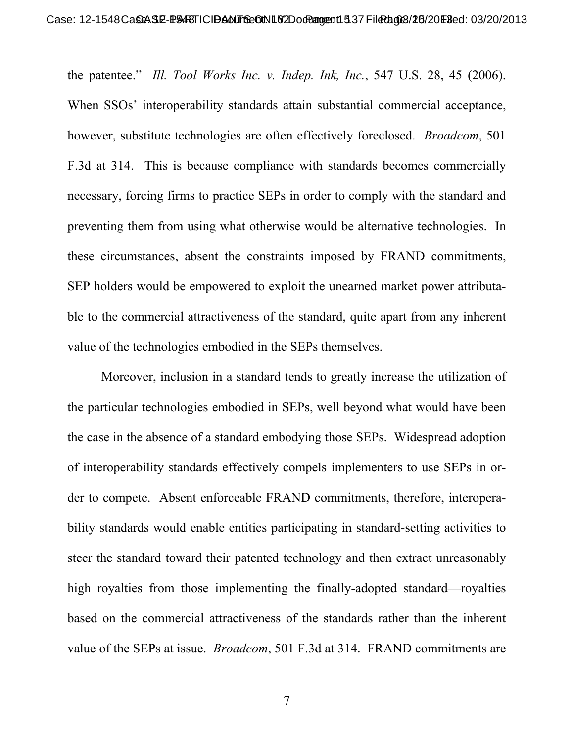the patentee." *Ill. Tool Works Inc. v. Indep. Ink, Inc.*, 547 U.S. 28, 45 (2006). When SSOs' interoperability standards attain substantial commercial acceptance, however, substitute technologies are often effectively foreclosed. *Broadcom*, 501 F.3d at 314. This is because compliance with standards becomes commercially necessary, forcing firms to practice SEPs in order to comply with the standard and preventing them from using what otherwise would be alternative technologies. In these circumstances, absent the constraints imposed by FRAND commitments, SEP holders would be empowered to exploit the unearned market power attributable to the commercial attractiveness of the standard, quite apart from any inherent value of the technologies embodied in the SEPs themselves.

Moreover, inclusion in a standard tends to greatly increase the utilization of the particular technologies embodied in SEPs, well beyond what would have been the case in the absence of a standard embodying those SEPs. Widespread adoption of interoperability standards effectively compels implementers to use SEPs in order to compete. Absent enforceable FRAND commitments, therefore, interoperability standards would enable entities participating in standard-setting activities to steer the standard toward their patented technology and then extract unreasonably high royalties from those implementing the finally-adopted standard—royalties based on the commercial attractiveness of the standards rather than the inherent value of the SEPs at issue. *Broadcom*, 501 F.3d at 314. FRAND commitments are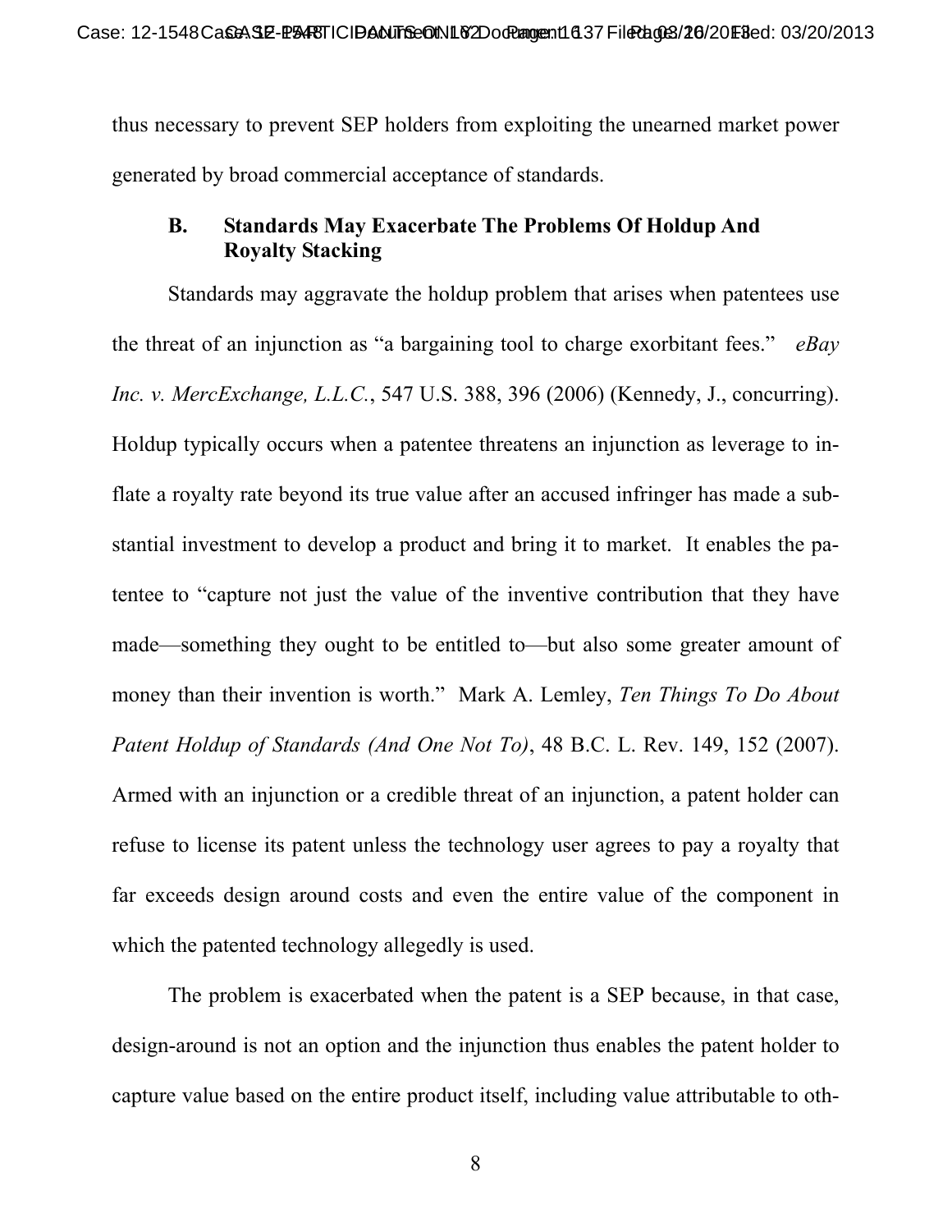thus necessary to prevent SEP holders from exploiting the unearned market power generated by broad commercial acceptance of standards.

### B. Standards May Exacerbate The Problems Of Holdup And Royalty Stacking

Standards may aggravate the holdup problem that arises when patentees use the threat of an injunction as "a bargaining tool to charge exorbitant fees." *eBay Inc. v. MercExchange, L.L.C.*, 547 U.S. 388, 396 (2006) (Kennedy, J., concurring). Holdup typically occurs when a patentee threatens an injunction as leverage to inflate a royalty rate beyond its true value after an accused infringer has made a substantial investment to develop a product and bring it to market. It enables the patentee to "capture not just the value of the inventive contribution that they have made—something they ought to be entitled to—but also some greater amount of money than their invention is worth." Mark A. Lemley, *Ten Things To Do About Patent Holdup of Standards (And One Not To)*, 48 B.C. L. Rev. 149, 152 (2007). Armed with an injunction or a credible threat of an injunction, a patent holder can refuse to license its patent unless the technology user agrees to pay a royalty that far exceeds design around costs and even the entire value of the component in which the patented technology allegedly is used.

The problem is exacerbated when the patent is a SEP because, in that case, design-around is not an option and the injunction thus enables the patent holder to capture value based on the entire product itself, including value attributable to oth-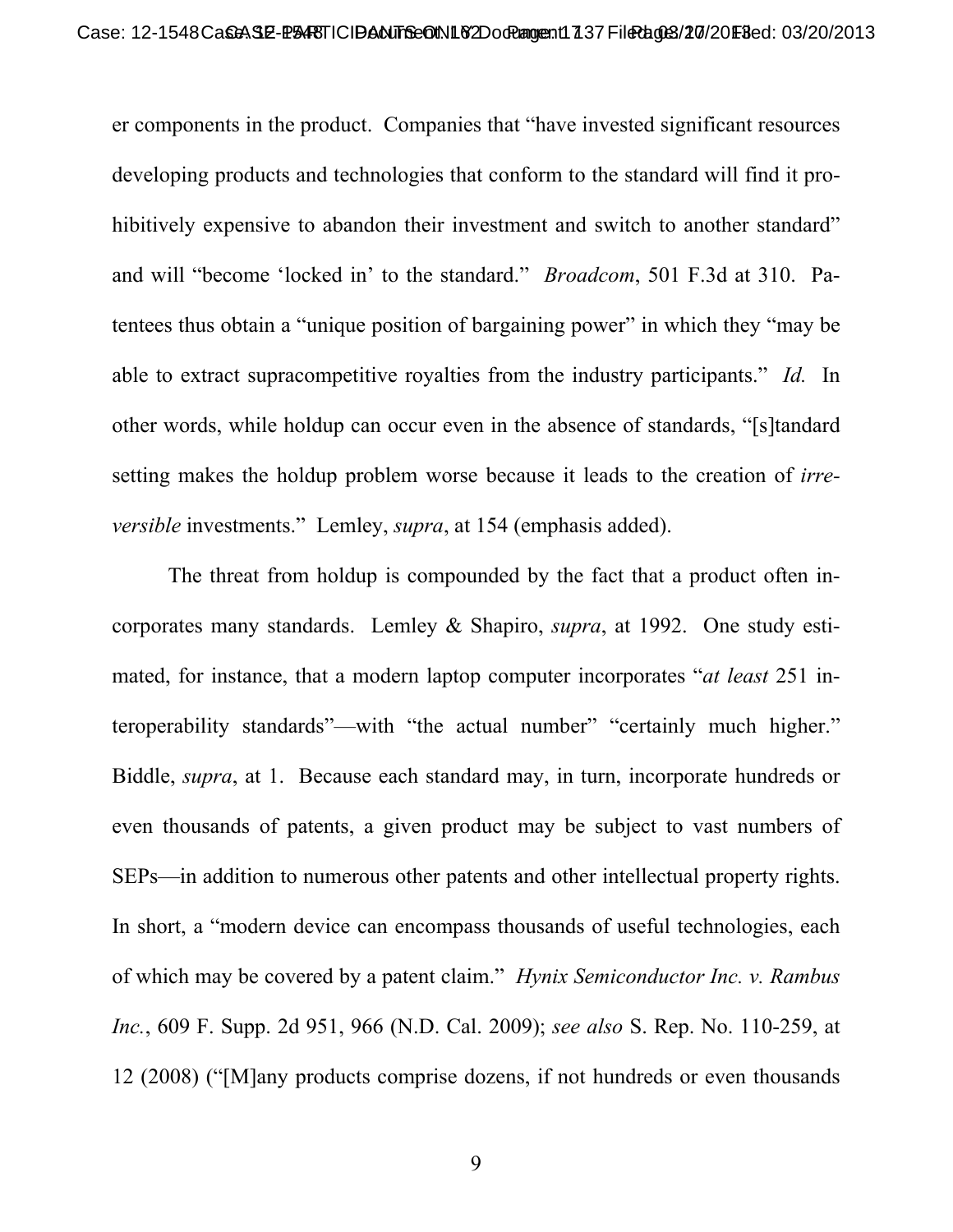er components in the product. Companies that "have invested significant resources developing products and technologies that conform to the standard will find it prohibitively expensive to abandon their investment and switch to another standard" and will "become 'locked in' to the standard." *Broadcom*, 501 F.3d at 310. Patentees thus obtain a "unique position of bargaining power" in which they "may be able to extract supracompetitive royalties from the industry participants." *Id.* In other words, while holdup can occur even in the absence of standards, "[s]tandard setting makes the holdup problem worse because it leads to the creation of *irreversible* investments." Lemley, *supra*, at 154 (emphasis added).

The threat from holdup is compounded by the fact that a product often incorporates many standards. Lemley & Shapiro, *supra*, at 1992. One study estimated, for instance, that a modern laptop computer incorporates "*at least* 251 interoperability standards"—with "the actual number" "certainly much higher." Biddle, *supra*, at 1. Because each standard may, in turn, incorporate hundreds or even thousands of patents, a given product may be subject to vast numbers of SEPs—in addition to numerous other patents and other intellectual property rights. In short, a "modern device can encompass thousands of useful technologies, each of which may be covered by a patent claim." *Hynix Semiconductor Inc. v. Rambus Inc.*, 609 F. Supp. 2d 951, 966 (N.D. Cal. 2009); *see also* S. Rep. No. 110-259, at 12 (2008) ("[M]any products comprise dozens, if not hundreds or even thousands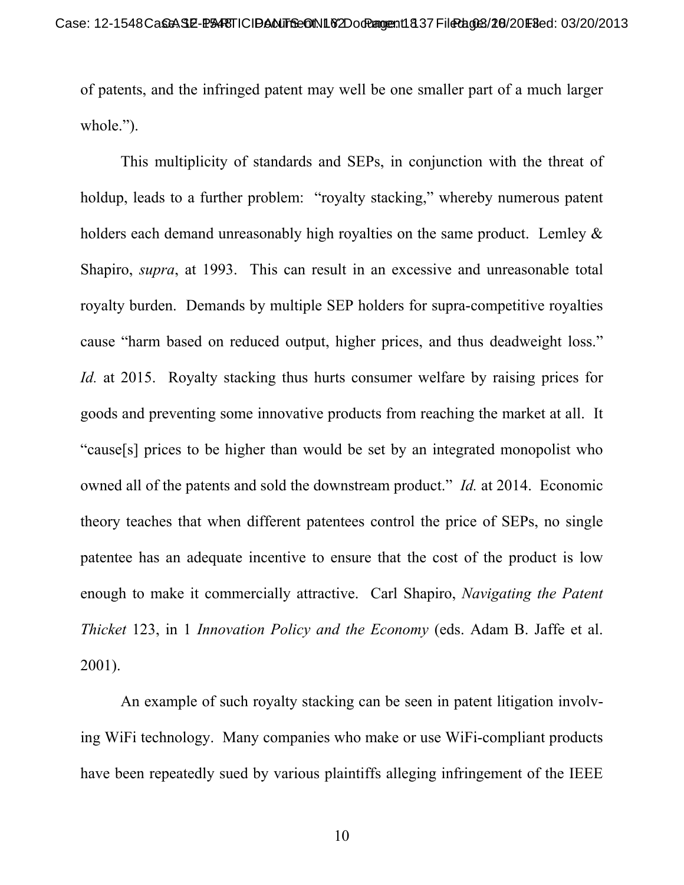of patents, and the infringed patent may well be one smaller part of a much larger whole.”).

This multiplicity of standards and SEPs, in conjunction with the threat of holdup, leads to a further problem: “royalty stacking,” whereby numerous patent holders each demand unreasonably high royalties on the same product. Lemley & Shapiro, *supra*, at 1993. This can result in an excessive and unreasonable total royalty burden. Demands by multiple SEP holders for supra-competitive royalties cause “harm based on reduced output, higher prices, and thus deadweight loss.” *Id.* at 2015. Royalty stacking thus hurts consumer welfare by raising prices for goods and preventing some innovative products from reaching the market at all. It “cause[s] prices to be higher than would be set by an integrated monopolist who owned all of the patents and sold the downstream product.” *Id.* at 2014. Economic theory teaches that when different patentees control the price of SEPs, no single patentee has an adequate incentive to ensure that the cost of the product is low enough to make it commercially attractive. Carl Shapiro, *Navigating the Patent Thicket* 123, in 1 *Innovation Policy and the Economy* (eds. Adam B. Jaffe et al. 2001).

An example of such royalty stacking can be seen in patent litigation involving WiFi technology. Many companies who make or use WiFi-compliant products have been repeatedly sued by various plaintiffs alleging infringement of the IEEE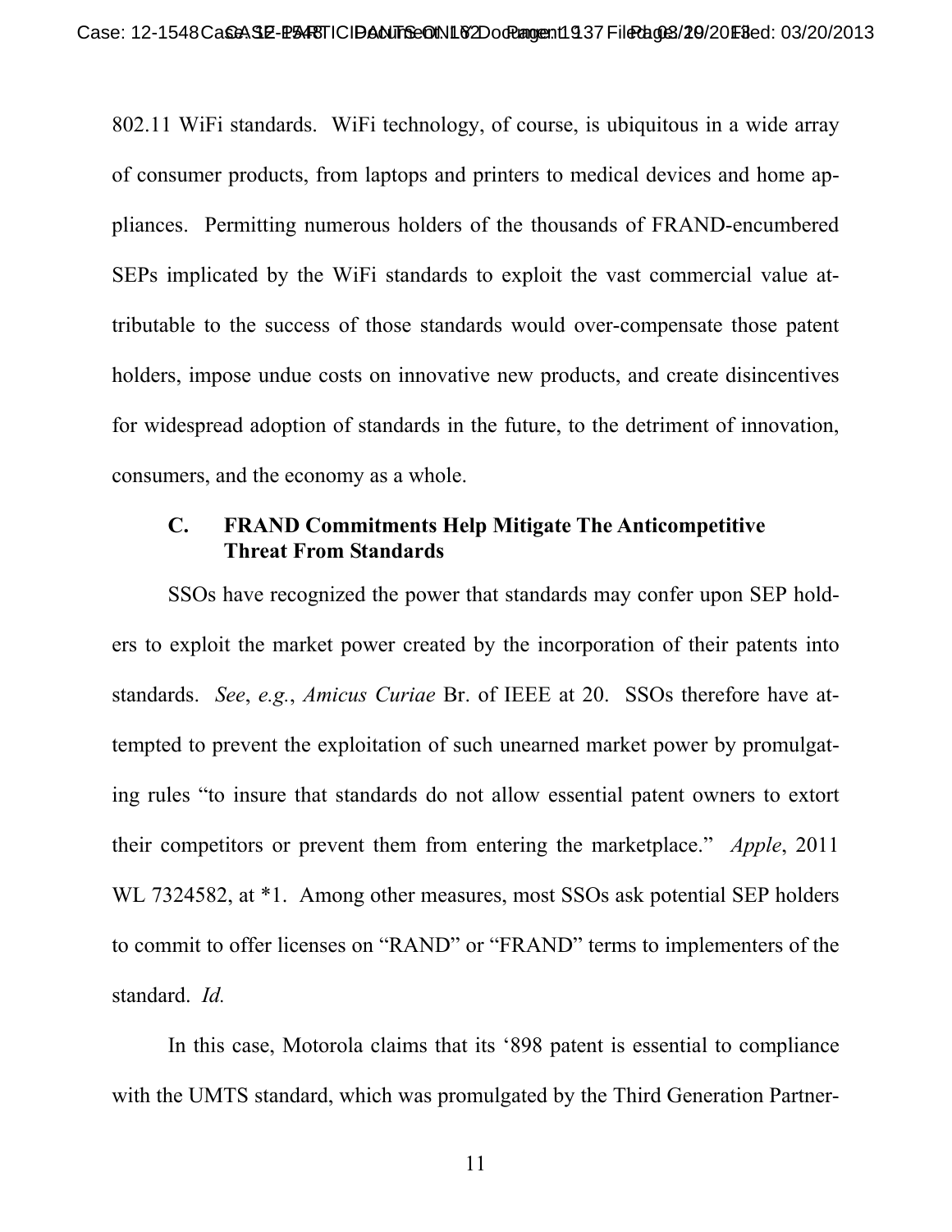802.11 WiFi standards. WiFi technology, of course, is ubiquitous in a wide array of consumer products, from laptops and printers to medical devices and home appliances. Permitting numerous holders of the thousands of FRAND-encumbered SEPs implicated by the WiFi standards to exploit the vast commercial value attributable to the success of those standards would over-compensate those patent holders, impose undue costs on innovative new products, and create disincentives for widespread adoption of standards in the future, to the detriment of innovation, consumers, and the economy as a whole.

### C. FRAND Commitments Help Mitigate The Anticompetitive Threat From Standards

SSOs have recognized the power that standards may confer upon SEP holders to exploit the market power created by the incorporation of their patents into standards. *See*, *e.g.*, *Amicus Curiae* Br. of IEEE at 20. SSOs therefore have attempted to prevent the exploitation of such unearned market power by promulgating rules "to insure that standards do not allow essential patent owners to extort their competitors or prevent them from entering the marketplace." *Apple*, 2011 WL 7324582, at *1. Among other measures, most SSOs ask potential SEP holders to commit to offer licenses on "RAND" or "FRAND" terms to implementers of the standard. *Id.*

In this case, Motorola claims that its '898 patent is essential to compliance with the UMTS standard, which was promulgated by the Third Generation Partner-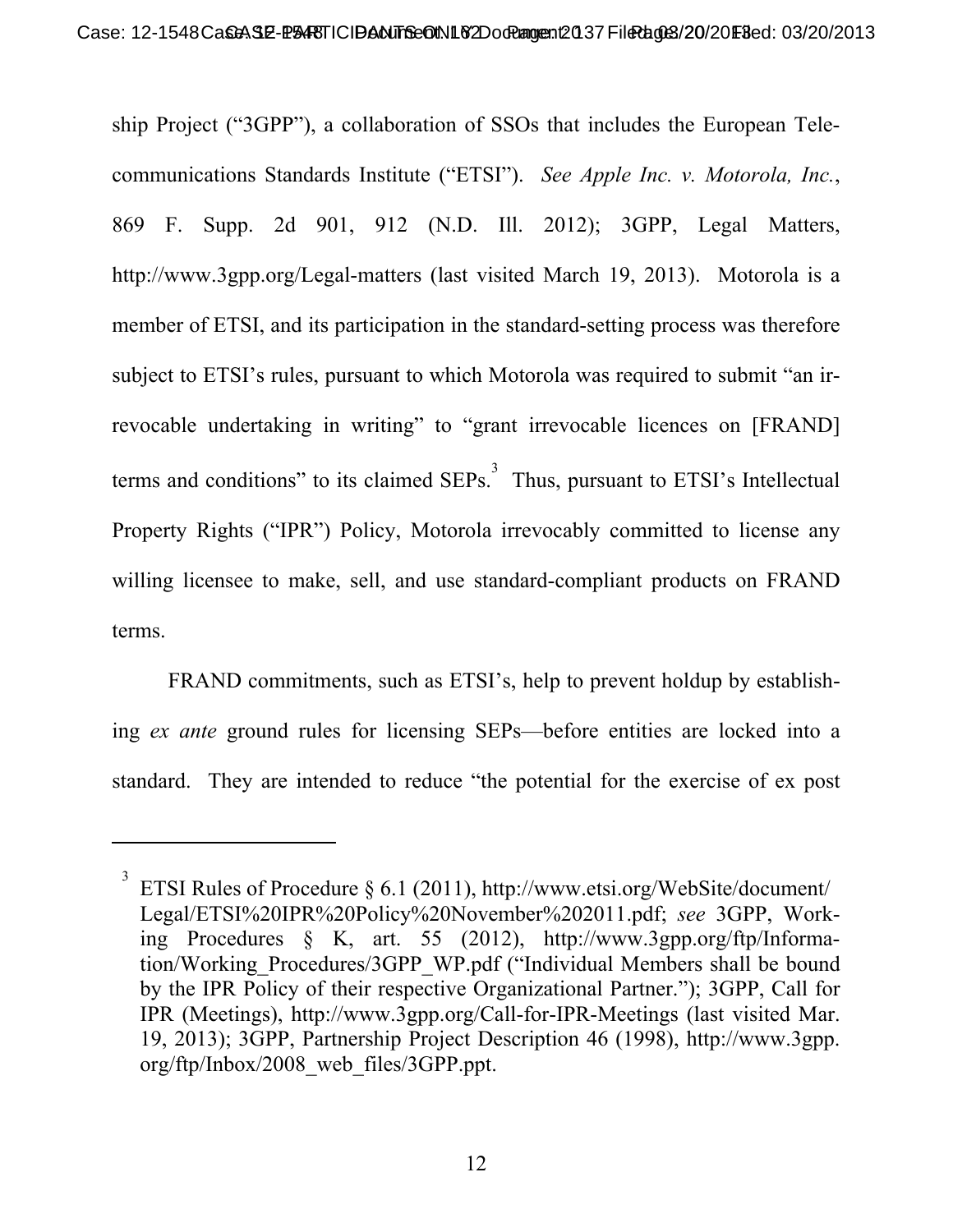ship Project ("3GPP"), a collaboration of SSOs that includes the European Telecommunications Standards Institute ("ETSI"). *See Apple Inc. v. Motorola, Inc.*, 869 F. Supp. 2d 901, 912 (N.D. Ill. 2012); 3GPP, Legal Matters, http://www.3gpp.org/Legal-matters (last visited March 19, 2013). Motorola is a member of ETSI, and its participation in the standard-setting process was therefore subject to ETSI's rules, pursuant to which Motorola was required to submit "an irrevocable undertaking in writing" to "grant irrevocable licences on [FRAND] terms and conditions" to its claimed SEPs.[3] Thus, pursuant to ETSI's Intellectual Property Rights ("IPR") Policy, Motorola irrevocably committed to license any willing licensee to make, sell, and use standard-compliant products on FRAND terms.

FRAND commitments, such as ETSI's, help to prevent holdup by establishing *ex ante* ground rules for licensing SEPs—before entities are locked into a standard. They are intended to reduce "the potential for the exercise of ex post

---

[3] ETSI Rules of Procedure § 6.1 (2011), http://www.etsi.org/WebSite/document/Legal/ETSI%20IPR%20Policy%20November%202011.pdf; *see* 3GPP, Working Procedures § K, art. 55 (2012), http://www.3gpp.org/ftp/Information/Working_Procedures/3GPP_WP.pdf ("Individual Members shall be bound by the IPR Policy of their respective Organizational Partner."); 3GPP, Call for IPR (Meetings), http://www.3gpp.org/Call-for-IPR-Meetings (last visited Mar. 19, 2013); 3GPP, Partnership Project Description 46 (1998), http://www.3gpp.org/ftp/Inbox/2008_web_files/3GPP.ppt.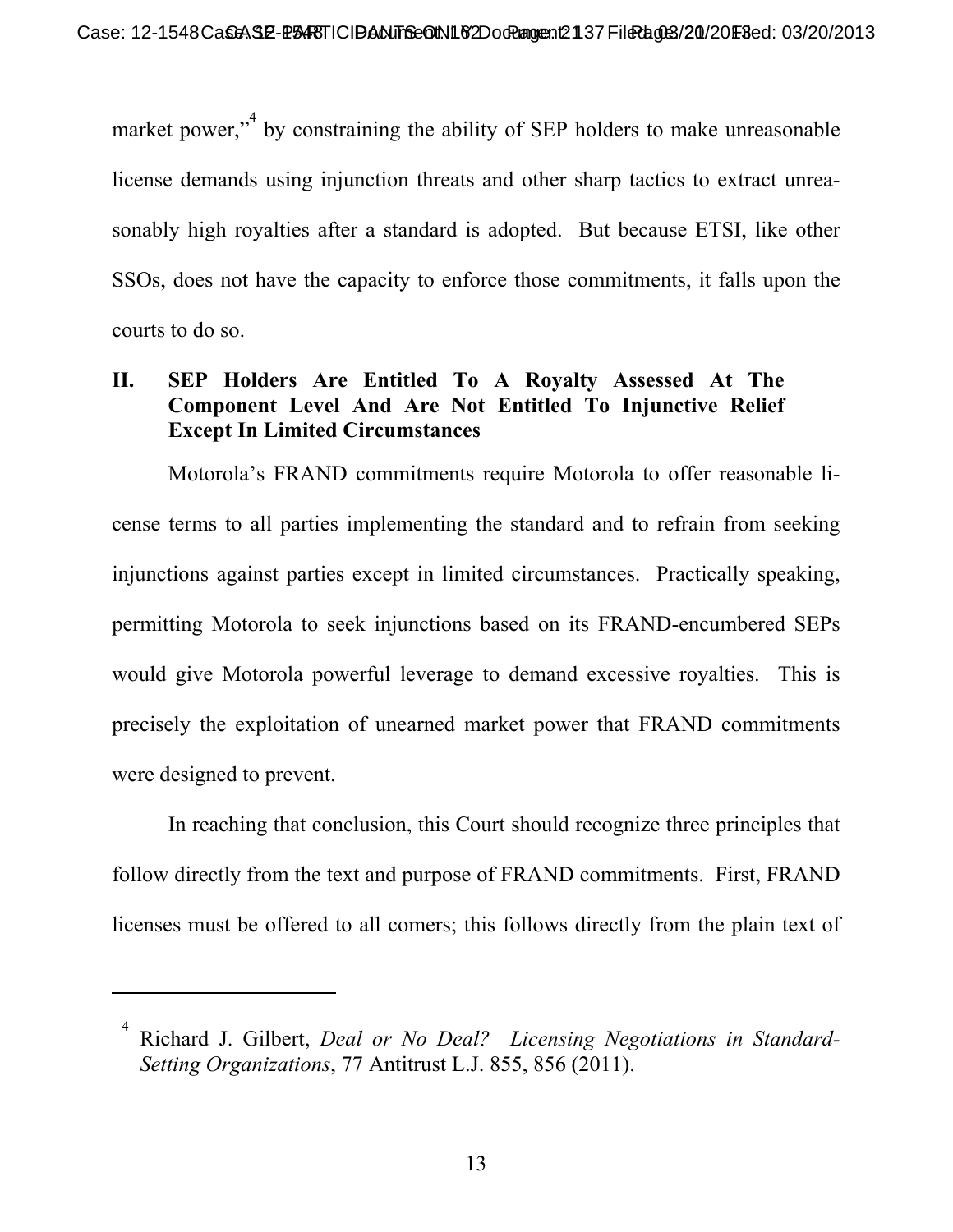market power,"[4] by constraining the ability of SEP holders to make unreasonable license demands using injunction threats and other sharp tactics to extract unreasonably high royalties after a standard is adopted. But because ETSI, like other SSOs, does not have the capacity to enforce those commitments, it falls upon the courts to do so.

## II. SEP Holders Are Entitled To A Royalty Assessed At The Component Level And Are Not Entitled To Injunctive Relief Except In Limited Circumstances

Motorola's FRAND commitments require Motorola to offer reasonable license terms to all parties implementing the standard and to refrain from seeking injunctions against parties except in limited circumstances. Practically speaking, permitting Motorola to seek injunctions based on its FRAND-encumbered SEPs would give Motorola powerful leverage to demand excessive royalties. This is precisely the exploitation of unearned market power that FRAND commitments were designed to prevent.

In reaching that conclusion, this Court should recognize three principles that follow directly from the text and purpose of FRAND commitments. First, FRAND licenses must be offered to all comers; this follows directly from the plain text of

---

[4] Richard J. Gilbert, *Deal or No Deal? Licensing Negotiations in Standard-Setting Organizations*, 77 Antitrust L.J. 855, 856 (2011).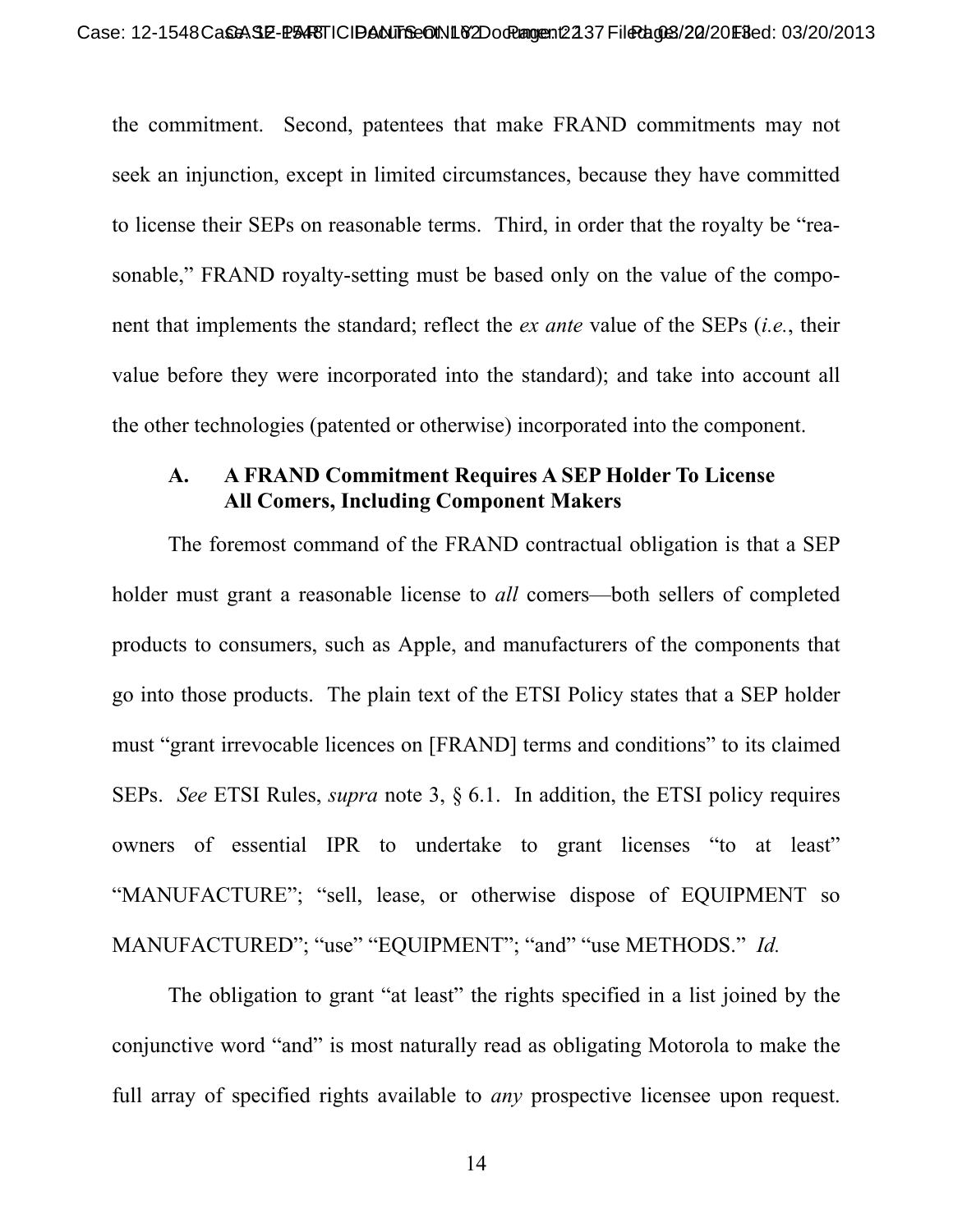the commitment. Second, patentees that make FRAND commitments may not seek an injunction, except in limited circumstances, because they have committed to license their SEPs on reasonable terms. Third, in order that the royalty be "reasonable," FRAND royalty-setting must be based only on the value of the component that implements the standard; reflect the *ex ante* value of the SEPs (*i.e.*, their value before they were incorporated into the standard); and take into account all the other technologies (patented or otherwise) incorporated into the component.

### A. A FRAND Commitment Requires A SEP Holder To License All Comers, Including Component Makers

The foremost command of the FRAND contractual obligation is that a SEP holder must grant a reasonable license to *all* comers—both sellers of completed products to consumers, such as Apple, and manufacturers of the components that go into those products. The plain text of the ETSI Policy states that a SEP holder must "grant irrevocable licences on [FRAND] terms and conditions" to its claimed SEPs. *See* ETSI Rules, *supra* note 3, § 6.1. In addition, the ETSI policy requires owners of essential IPR to undertake to grant licenses "to at least" "MANUFACTURE"; "sell, lease, or otherwise dispose of EQUIPMENT so MANUFACTURED"; "use" "EQUIPMENT"; "and" "use METHODS." *Id.*

The obligation to grant "at least" the rights specified in a list joined by the conjunctive word "and" is most naturally read as obligating Motorola to make the full array of specified rights available to *any* prospective licensee upon request.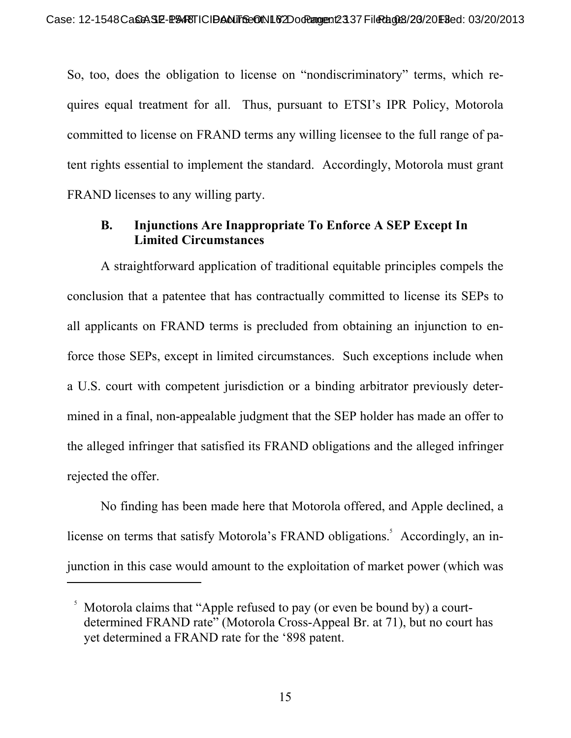So, too, does the obligation to license on "nondiscriminatory" terms, which requires equal treatment for all. Thus, pursuant to ETSI's IPR Policy, Motorola committed to license on FRAND terms any willing licensee to the full range of patent rights essential to implement the standard. Accordingly, Motorola must grant FRAND licenses to any willing party.

### B. Injunctions Are Inappropriate To Enforce A SEP Except In Limited Circumstances

A straightforward application of traditional equitable principles compels the conclusion that a patentee that has contractually committed to license its SEPs to all applicants on FRAND terms is precluded from obtaining an injunction to enforce those SEPs, except in limited circumstances. Such exceptions include when a U.S. court with competent jurisdiction or a binding arbitrator previously determined in a final, non-appealable judgment that the SEP holder has made an offer to the alleged infringer that satisfied its FRAND obligations and the alleged infringer rejected the offer.

No finding has been made here that Motorola offered, and Apple declined, a license on terms that satisfy Motorola's FRAND obligations.[5] Accordingly, an injunction in this case would amount to the exploitation of market power (which was

[5] Motorola claims that "Apple refused to pay (or even be bound by) a court-determined FRAND rate" (Motorola Cross-Appeal Br. at 71), but no court has yet determined a FRAND rate for the '898 patent.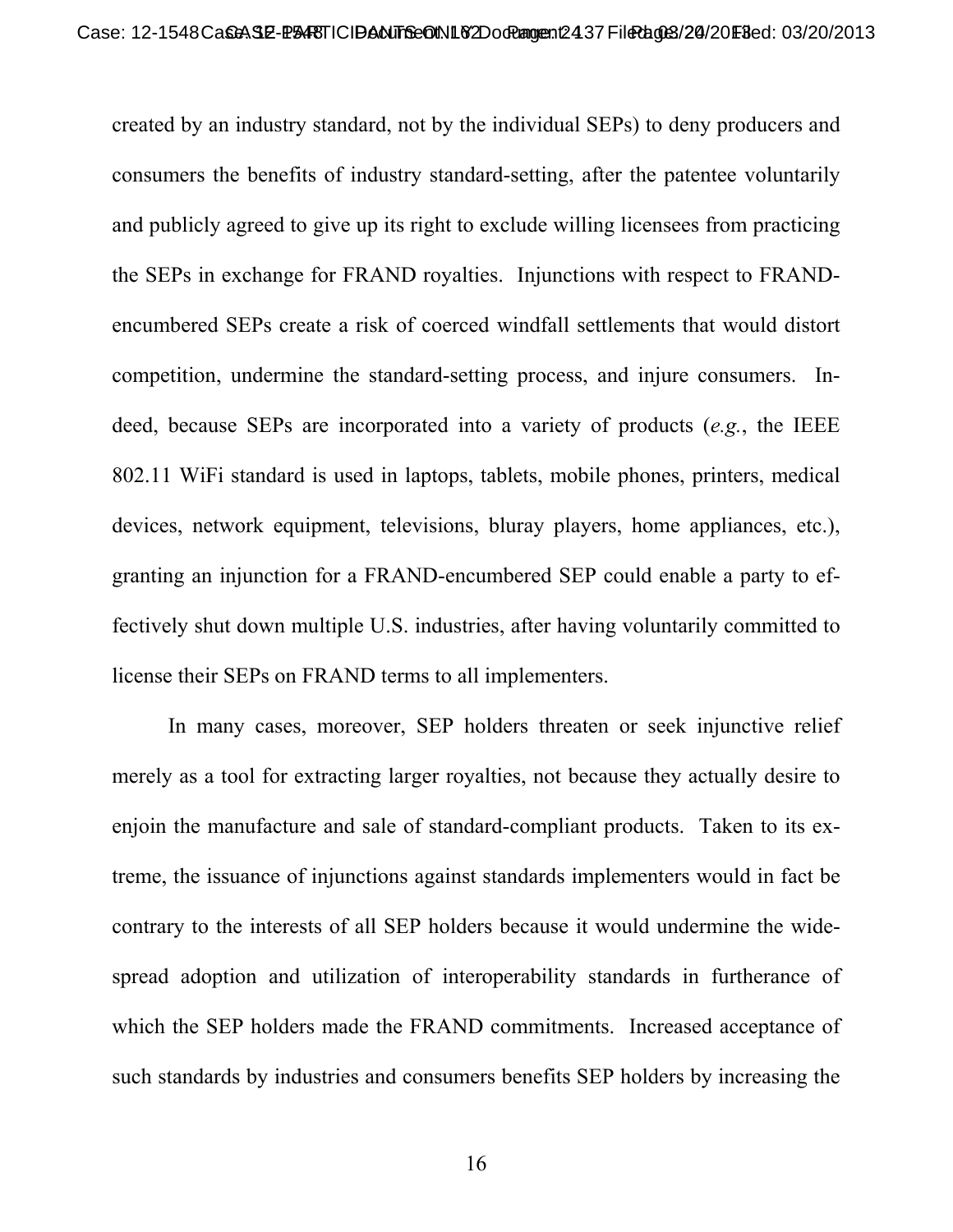created by an industry standard, not by the individual SEPs) to deny producers and consumers the benefits of industry standard-setting, after the patentee voluntarily and publicly agreed to give up its right to exclude willing licensees from practicing the SEPs in exchange for FRAND royalties. Injunctions with respect to FRAND-encumbered SEPs create a risk of coerced windfall settlements that would distort competition, undermine the standard-setting process, and injure consumers. Indeed, because SEPs are incorporated into a variety of products (*e.g.*, the IEEE 802.11 WiFi standard is used in laptops, tablets, mobile phones, printers, medical devices, network equipment, televisions, bluray players, home appliances, etc.), granting an injunction for a FRAND-encumbered SEP could enable a party to effectively shut down multiple U.S. industries, after having voluntarily committed to license their SEPs on FRAND terms to all implementers.

In many cases, moreover, SEP holders threaten or seek injunctive relief merely as a tool for extracting larger royalties, not because they actually desire to enjoin the manufacture and sale of standard-compliant products. Taken to its extreme, the issuance of injunctions against standards implementers would in fact be contrary to the interests of all SEP holders because it would undermine the widespread adoption and utilization of interoperability standards in furtherance of which the SEP holders made the FRAND commitments. Increased acceptance of such standards by industries and consumers benefits SEP holders by increasing the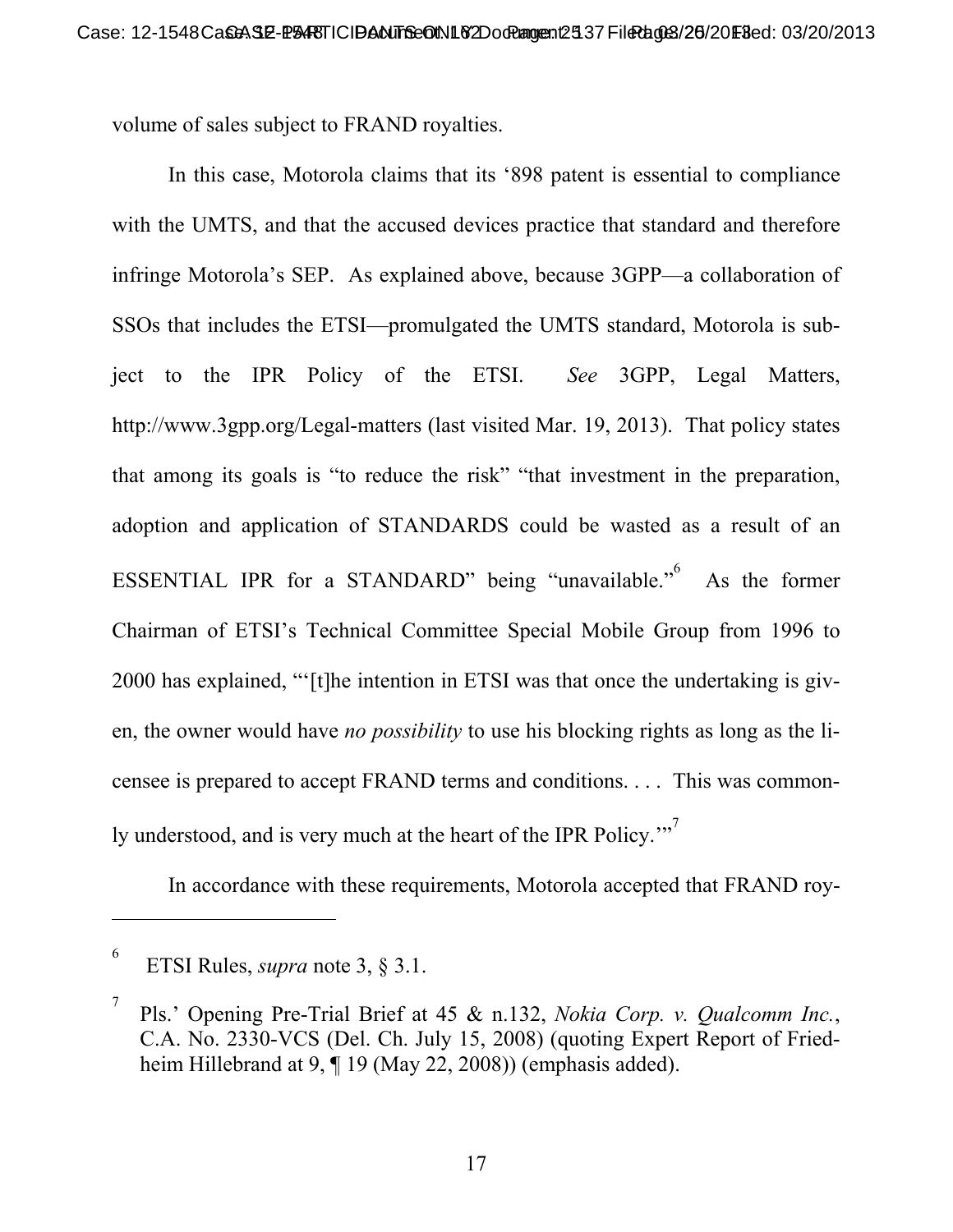volume of sales subject to FRAND royalties.

In this case, Motorola claims that its '898 patent is essential to compliance with the UMTS, and that the accused devices practice that standard and therefore infringe Motorola's SEP. As explained above, because 3GPP—a collaboration of SSOs that includes the ETSI—promulgated the UMTS standard, Motorola is subject to the IPR Policy of the ETSI. *See* 3GPP, Legal Matters, http://www.3gpp.org/Legal-matters (last visited Mar. 19, 2013). That policy states that among its goals is "to reduce the risk" "that investment in the preparation, adoption and application of STANDARDS could be wasted as a result of an ESSENTIAL IPR for a STANDARD" being "unavailable."[6] As the former Chairman of ETSI's Technical Committee Special Mobile Group from 1996 to 2000 has explained, "'[t]he intention in ETSI was that once the undertaking is given, the owner would have *no possibility* to use his blocking rights as long as the licensee is prepared to accept FRAND terms and conditions. . . . This was commonly understood, and is very much at the heart of the IPR Policy.'"[7]

In accordance with these requirements, Motorola accepted that FRAND roy-

---

[6] ETSI Rules, *supra* note 3, § 3.1.

[7] Pls.' Opening Pre-Trial Brief at 45 & n.132, *Nokia Corp. v. Qualcomm Inc.*, C.A. No. 2330-VCS (Del. Ch. July 15, 2008) (quoting Expert Report of Friedheim Hillebrand at 9, ¶ 19 (May 22, 2008)) (emphasis added).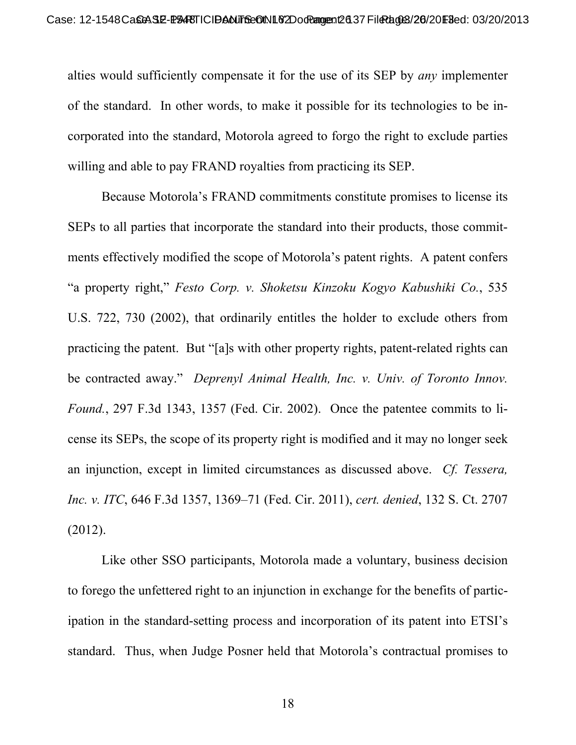alties would sufficiently compensate it for the use of its SEP by *any* implementer of the standard. In other words, to make it possible for its technologies to be incorporated into the standard, Motorola agreed to forgo the right to exclude parties willing and able to pay FRAND royalties from practicing its SEP.

Because Motorola's FRAND commitments constitute promises to license its SEPs to all parties that incorporate the standard into their products, those commitments effectively modified the scope of Motorola's patent rights. A patent confers "a property right," *Festo Corp. v. Shoketsu Kinzoku Kogyo Kabushiki Co.*, 535 U.S. 722, 730 (2002), that ordinarily entitles the holder to exclude others from practicing the patent. But "[a]s with other property rights, patent-related rights can be contracted away." *Deprenyl Animal Health, Inc. v. Univ. of Toronto Innov. Found.*, 297 F.3d 1343, 1357 (Fed. Cir. 2002). Once the patentee commits to license its SEPs, the scope of its property right is modified and it may no longer seek an injunction, except in limited circumstances as discussed above. *Cf. Tessera, Inc. v. ITC*, 646 F.3d 1357, 1369–71 (Fed. Cir. 2011), *cert. denied*, 132 S. Ct. 2707 (2012).

Like other SSO participants, Motorola made a voluntary, business decision to forego the unfettered right to an injunction in exchange for the benefits of participation in the standard-setting process and incorporation of its patent into ETSI's standard. Thus, when Judge Posner held that Motorola's contractual promises to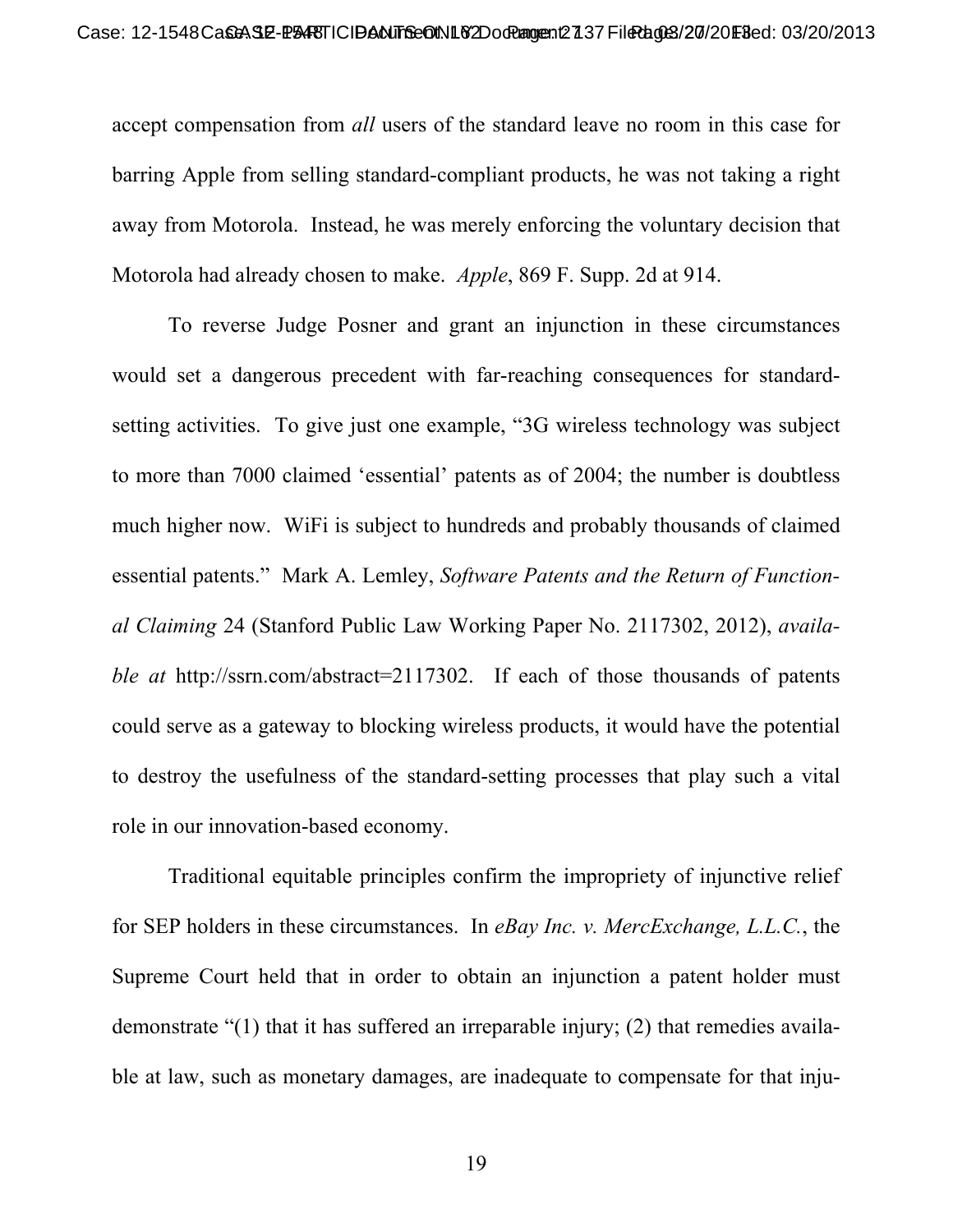accept compensation from *all* users of the standard leave no room in this case for barring Apple from selling standard-compliant products, he was not taking a right away from Motorola. Instead, he was merely enforcing the voluntary decision that Motorola had already chosen to make. *Apple*, 869 F. Supp. 2d at 914.

To reverse Judge Posner and grant an injunction in these circumstances would set a dangerous precedent with far-reaching consequences for standard-setting activities. To give just one example, "3G wireless technology was subject to more than 7000 claimed 'essential' patents as of 2004; the number is doubtless much higher now. WiFi is subject to hundreds and probably thousands of claimed essential patents." Mark A. Lemley, *Software Patents and the Return of Functional Claiming* 24 (Stanford Public Law Working Paper No. 2117302, 2012), *available at* http://ssrn.com/abstract=2117302. If each of those thousands of patents could serve as a gateway to blocking wireless products, it would have the potential to destroy the usefulness of the standard-setting processes that play such a vital role in our innovation-based economy.

Traditional equitable principles confirm the impropriety of injunctive relief for SEP holders in these circumstances. In *eBay Inc. v. MercExchange, L.L.C.*, the Supreme Court held that in order to obtain an injunction a patent holder must demonstrate "(1) that it has suffered an irreparable injury; (2) that remedies available at law, such as monetary damages, are inadequate to compensate for that inju-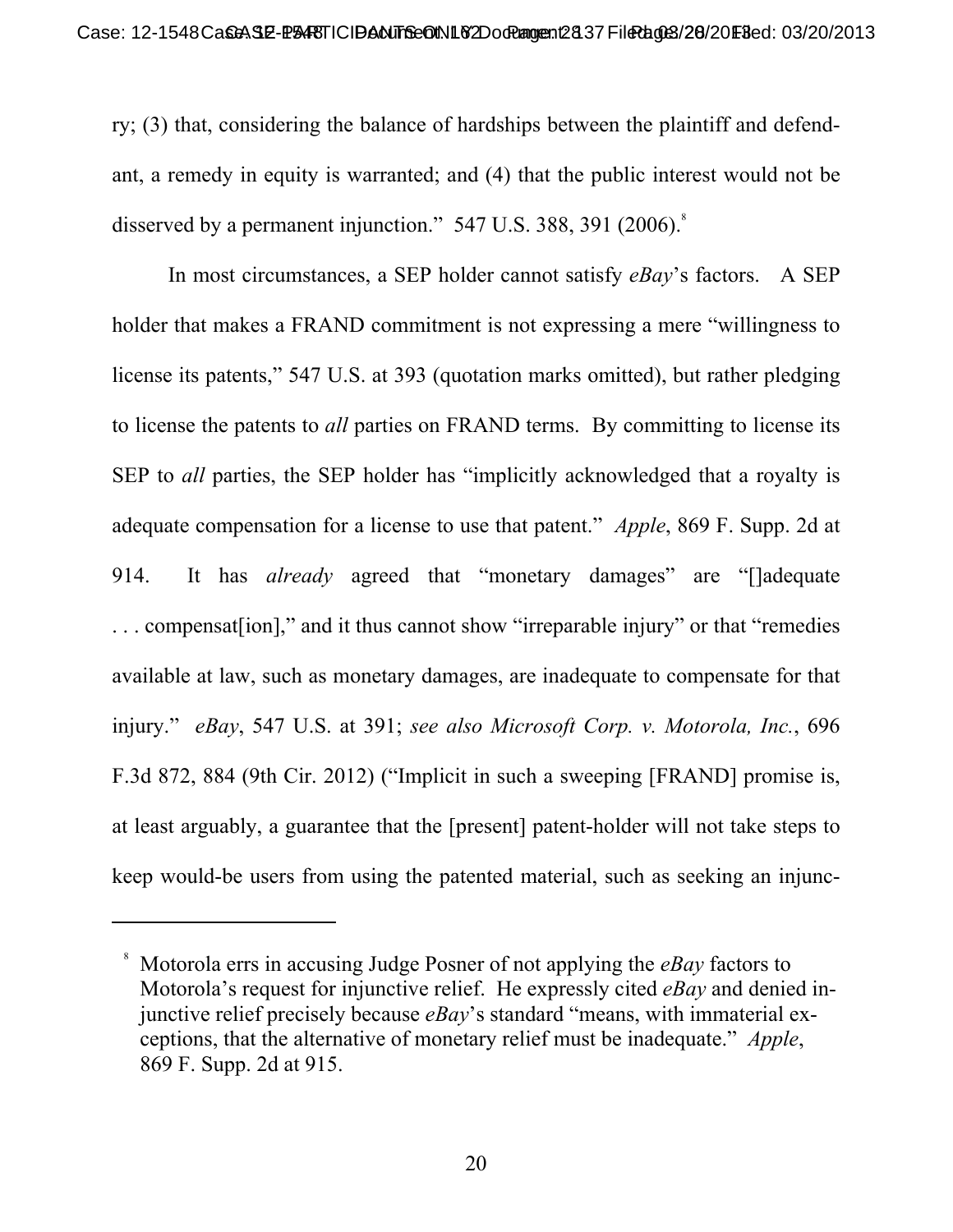ry; (3) that, considering the balance of hardships between the plaintiff and defendant, a remedy in equity is warranted; and (4) that the public interest would not be disserved by a permanent injunction." 547 U.S. 388, 391 (2006).[8]

In most circumstances, a SEP holder cannot satisfy *eBay*'s factors. A SEP holder that makes a FRAND commitment is not expressing a mere "willingness to license its patents," 547 U.S. at 393 (quotation marks omitted), but rather pledging to license the patents to *all* parties on FRAND terms. By committing to license its SEP to *all* parties, the SEP holder has "implicitly acknowledged that a royalty is adequate compensation for a license to use that patent." *Apple*, 869 F. Supp. 2d at 914. It has *already* agreed that "monetary damages" are "[]adequate . . . compensat[ion]," and it thus cannot show "irreparable injury" or that "remedies available at law, such as monetary damages, are inadequate to compensate for that injury." *eBay*, 547 U.S. at 391; *see also Microsoft Corp. v. Motorola, Inc.*, 696 F.3d 872, 884 (9th Cir. 2012) ("Implicit in such a sweeping [FRAND] promise is, at least arguably, a guarantee that the [present] patent-holder will not take steps to keep would-be users from using the patented material, such as seeking an injunc-

---

[8] Motorola errs in accusing Judge Posner of not applying the *eBay* factors to Motorola's request for injunctive relief. He expressly cited *eBay* and denied injunctive relief precisely because *eBay*'s standard "means, with immaterial exceptions, that the alternative of monetary relief must be inadequate." *Apple*, 869 F. Supp. 2d at 915.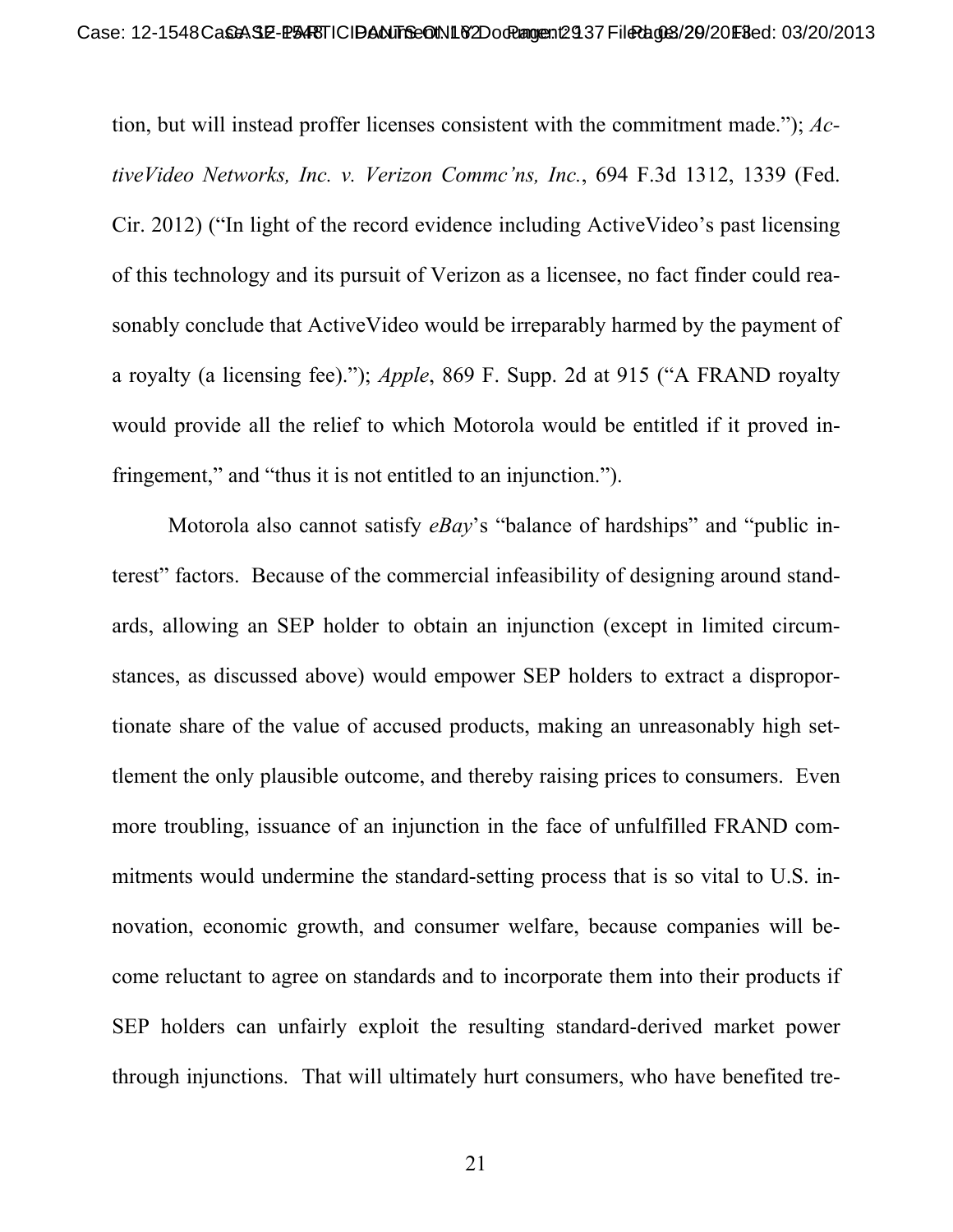tion, but will instead proffer licenses consistent with the commitment made."); *ActiveVideo Networks, Inc. v. Verizon Commc'ns, Inc.*, 694 F.3d 1312, 1339 (Fed. Cir. 2012) ("In light of the record evidence including ActiveVideo's past licensing of this technology and its pursuit of Verizon as a licensee, no fact finder could reasonably conclude that ActiveVideo would be irreparably harmed by the payment of a royalty (a licensing fee)."); *Apple*, 869 F. Supp. 2d at 915 ("A FRAND royalty would provide all the relief to which Motorola would be entitled if it proved infringement," and "thus it is not entitled to an injunction.").

Motorola also cannot satisfy *eBay*'s "balance of hardships" and "public interest" factors. Because of the commercial infeasibility of designing around standards, allowing an SEP holder to obtain an injunction (except in limited circumstances, as discussed above) would empower SEP holders to extract a disproportionate share of the value of accused products, making an unreasonably high settlement the only plausible outcome, and thereby raising prices to consumers. Even more troubling, issuance of an injunction in the face of unfulfilled FRAND commitments would undermine the standard-setting process that is so vital to U.S. innovation, economic growth, and consumer welfare, because companies will become reluctant to agree on standards and to incorporate them into their products if SEP holders can unfairly exploit the resulting standard-derived market power through injunctions. That will ultimately hurt consumers, who have benefited tre-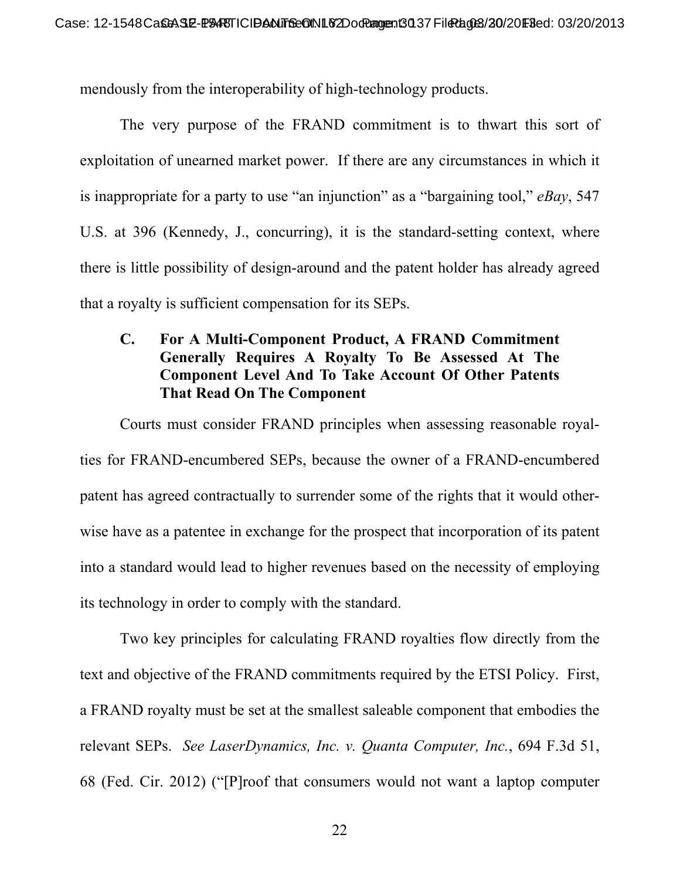mendously from the interoperability of high-technology products.

The very purpose of the FRAND commitment is to thwart this sort of exploitation of unearned market power. If there are any circumstances in which it is inappropriate for a party to use "an injunction" as a "bargaining tool," *eBay*, 547 U.S. at 396 (Kennedy, J., concurring), it is the standard-setting context, where there is little possibility of design-around and the patent holder has already agreed that a royalty is sufficient compensation for its SEPs.

### C. For A Multi-Component Product, A FRAND Commitment Generally Requires A Royalty To Be Assessed At The Component Level And To Take Account Of Other Patents That Read On The Component

Courts must consider FRAND principles when assessing reasonable royalties for FRAND-encumbered SEPs, because the owner of a FRAND-encumbered patent has agreed contractually to surrender some of the rights that it would otherwise have as a patentee in exchange for the prospect that incorporation of its patent into a standard would lead to higher revenues based on the necessity of employing its technology in order to comply with the standard.

Two key principles for calculating FRAND royalties flow directly from the text and objective of the FRAND commitments required by the ETSI Policy. First, a FRAND royalty must be set at the smallest saleable component that embodies the relevant SEPs. *See LaserDynamics, Inc. v. Quanta Computer, Inc.*, 694 F.3d 51, 68 (Fed. Cir. 2012) ("[P]roof that consumers would not want a laptop computer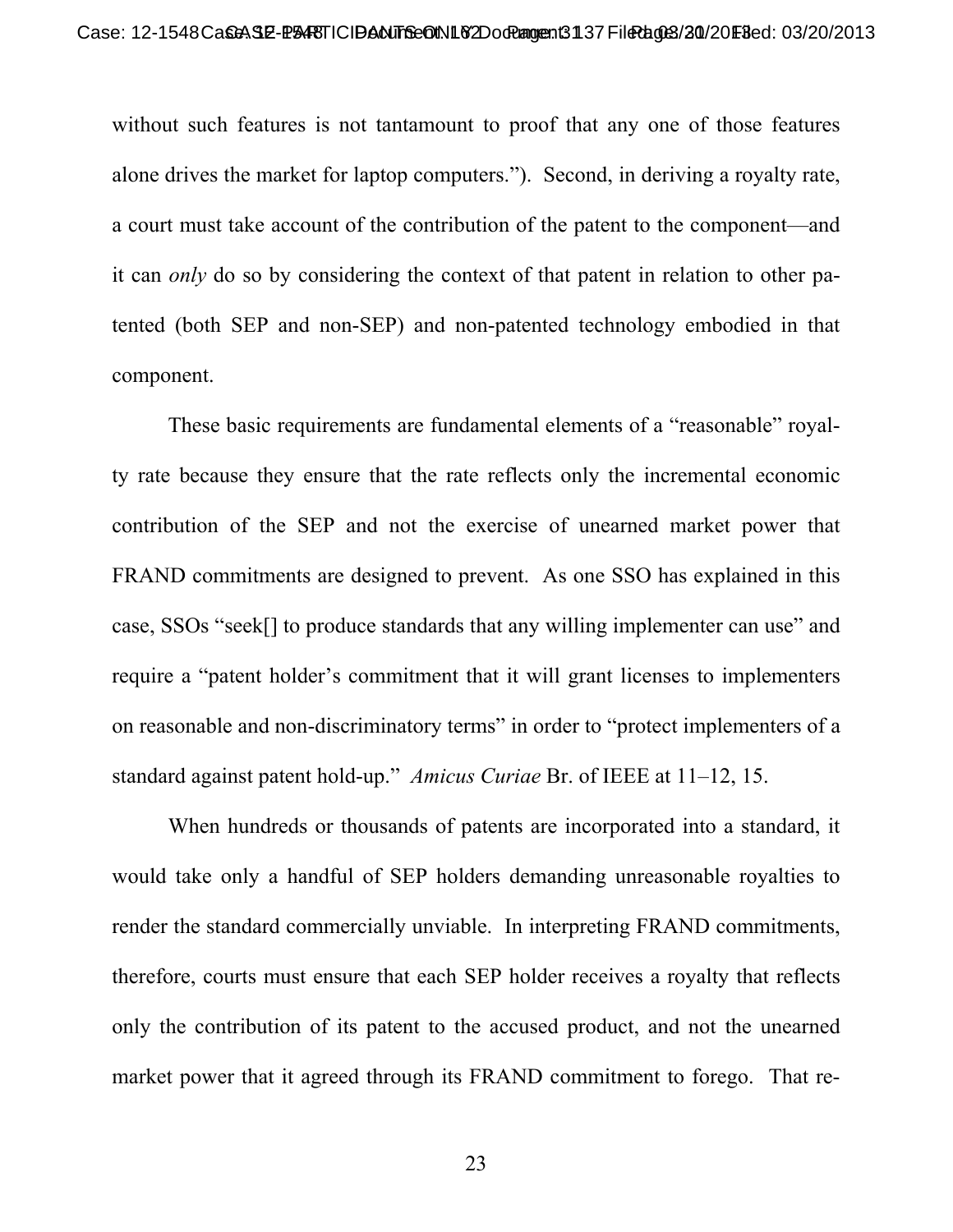without such features is not tantamount to proof that any one of those features alone drives the market for laptop computers."). Second, in deriving a royalty rate, a court must take account of the contribution of the patent to the component—and it can *only* do so by considering the context of that patent in relation to other patented (both SEP and non-SEP) and non-patented technology embodied in that component.

These basic requirements are fundamental elements of a "reasonable" royalty rate because they ensure that the rate reflects only the incremental economic contribution of the SEP and not the exercise of unearned market power that FRAND commitments are designed to prevent. As one SSO has explained in this case, SSOs "seek[] to produce standards that any willing implementer can use" and require a "patent holder's commitment that it will grant licenses to implementers on reasonable and non-discriminatory terms" in order to "protect implementers of a standard against patent hold-up." *Amicus Curiae* Br. of IEEE at 11–12, 15.

When hundreds or thousands of patents are incorporated into a standard, it would take only a handful of SEP holders demanding unreasonable royalties to render the standard commercially unviable. In interpreting FRAND commitments, therefore, courts must ensure that each SEP holder receives a royalty that reflects only the contribution of its patent to the accused product, and not the unearned market power that it agreed through its FRAND commitment to forego. That re-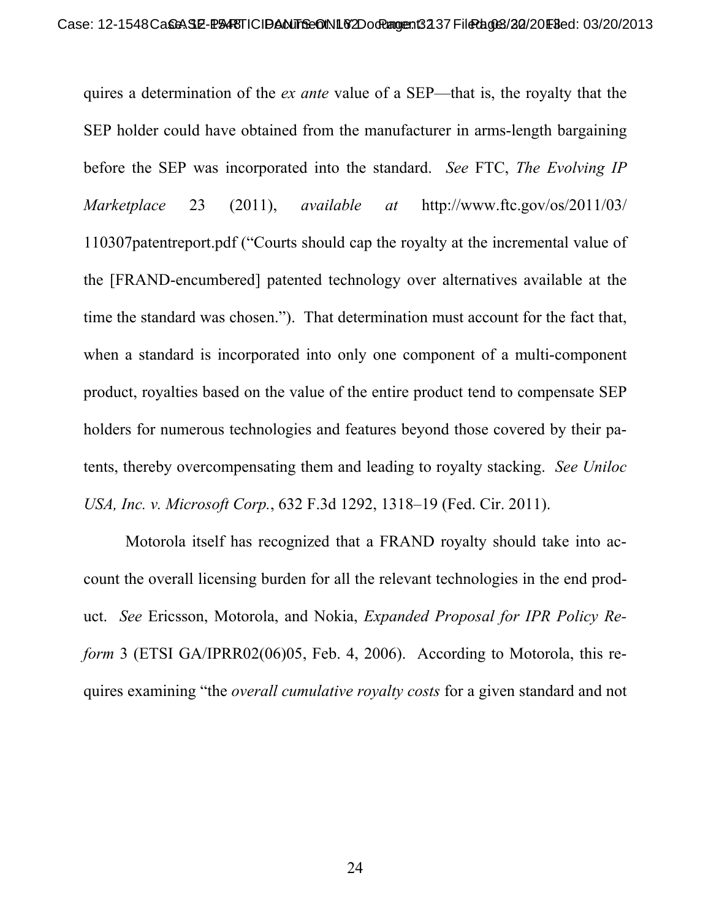quires a determination of the *ex ante* value of a SEP—that is, the royalty that the SEP holder could have obtained from the manufacturer in arms-length bargaining before the SEP was incorporated into the standard. *See* FTC, *The Evolving IP Marketplace* 23 (2011), *available at* http://www.ftc.gov/os/2011/03/110307patentreport.pdf ("Courts should cap the royalty at the incremental value of the [FRAND-encumbered] patented technology over alternatives available at the time the standard was chosen."). That determination must account for the fact that, when a standard is incorporated into only one component of a multi-component product, royalties based on the value of the entire product tend to compensate SEP holders for numerous technologies and features beyond those covered by their patents, thereby overcompensating them and leading to royalty stacking. *See Uniloc USA, Inc. v. Microsoft Corp.*, 632 F.3d 1292, 1318–19 (Fed. Cir. 2011).

Motorola itself has recognized that a FRAND royalty should take into account the overall licensing burden for all the relevant technologies in the end product. *See* Ericsson, Motorola, and Nokia, *Expanded Proposal for IPR Policy Reform* 3 (ETSI GA/IPRR02(06)05, Feb. 4, 2006). According to Motorola, this requires examining "the *overall cumulative royalty costs* for a given standard and not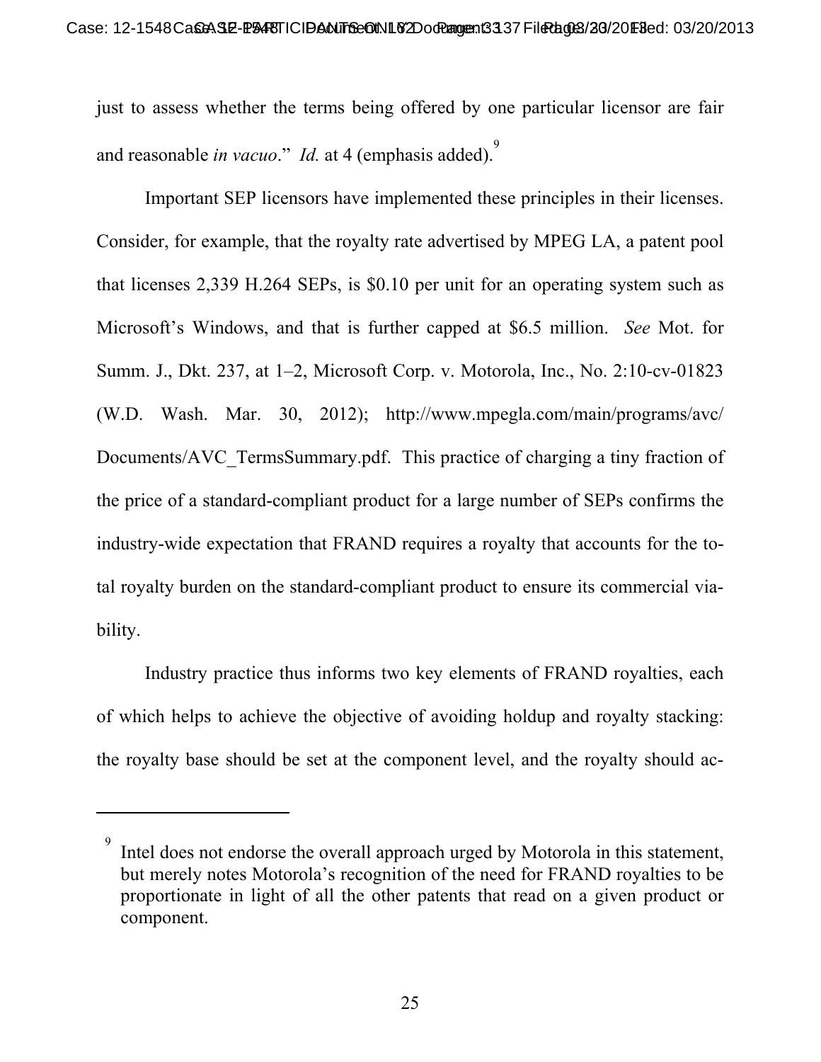just to assess whether the terms being offered by one particular licensor are fair and reasonable *in vacuo*." *Id.* at 4 (emphasis added).[9]

Important SEP licensors have implemented these principles in their licenses. Consider, for example, that the royalty rate advertised by MPEG LA, a patent pool that licenses 2,339 H.264 SEPs, is $0.10 per unit for an operating system such as Microsoft's Windows, and that is further capped at $6.5 million. *See* Mot. for Summ. J., Dkt. 237, at 1–2, Microsoft Corp. v. Motorola, Inc., No. 2:10-cv-01823 (W.D. Wash. Mar. 30, 2012); http://www.mpegla.com/main/programs/avc/Documents/AVC_TermsSummary.pdf. This practice of charging a tiny fraction of the price of a standard-compliant product for a large number of SEPs confirms the industry-wide expectation that FRAND requires a royalty that accounts for the total royalty burden on the standard-compliant product to ensure its commercial viability.

Industry practice thus informs two key elements of FRAND royalties, each of which helps to achieve the objective of avoiding holdup and royalty stacking: the royalty base should be set at the component level, and the royalty should ac-

---

[9] Intel does not endorse the overall approach urged by Motorola in this statement, but merely notes Motorola's recognition of the need for FRAND royalties to be proportionate in light of all the other patents that read on a given product or component.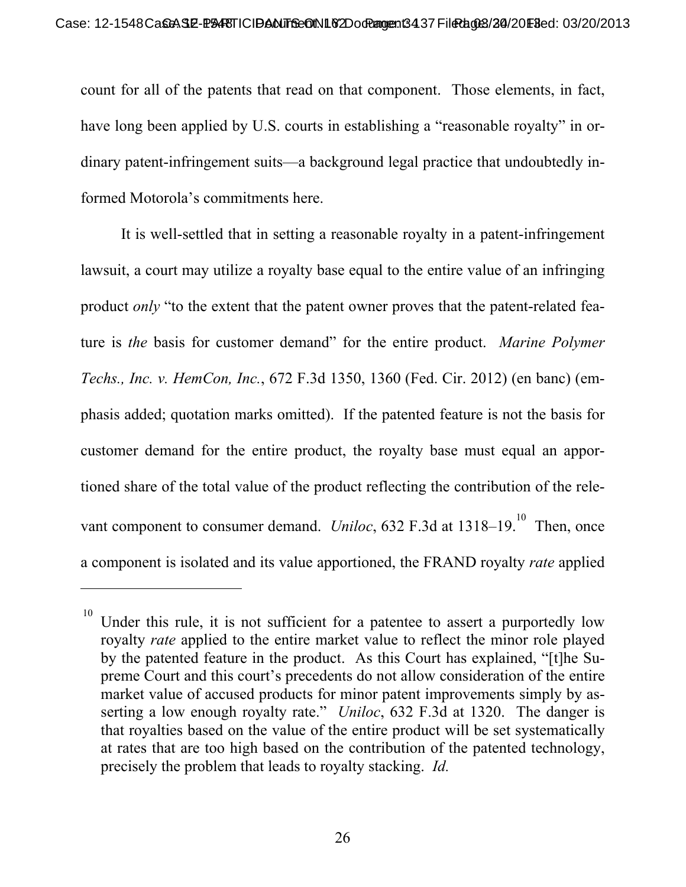count for all of the patents that read on that component. Those elements, in fact, have long been applied by U.S. courts in establishing a "reasonable royalty" in ordinary patent-infringement suits—a background legal practice that undoubtedly informed Motorola's commitments here.

It is well-settled that in setting a reasonable royalty in a patent-infringement lawsuit, a court may utilize a royalty base equal to the entire value of an infringing product *only* "to the extent that the patent owner proves that the patent-related feature is *the* basis for customer demand" for the entire product. *Marine Polymer Techs., Inc. v. HemCon, Inc.*, 672 F.3d 1350, 1360 (Fed. Cir. 2012) (en banc) (emphasis added; quotation marks omitted). If the patented feature is not the basis for customer demand for the entire product, the royalty base must equal an apportioned share of the total value of the product reflecting the contribution of the relevant component to consumer demand. *Uniloc*, 632 F.3d at 1318–19.[10] Then, once a component is isolated and its value apportioned, the FRAND royalty *rate* applied

---

[10] Under this rule, it is not sufficient for a patentee to assert a purportedly low royalty *rate* applied to the entire market value to reflect the minor role played by the patented feature in the product. As this Court has explained, "[t]he Supreme Court and this court's precedents do not allow consideration of the entire market value of accused products for minor patent improvements simply by asserting a low enough royalty rate." *Uniloc*, 632 F.3d at 1320. The danger is that royalties based on the value of the entire product will be set systematically at rates that are too high based on the contribution of the patented technology, precisely the problem that leads to royalty stacking. *Id.*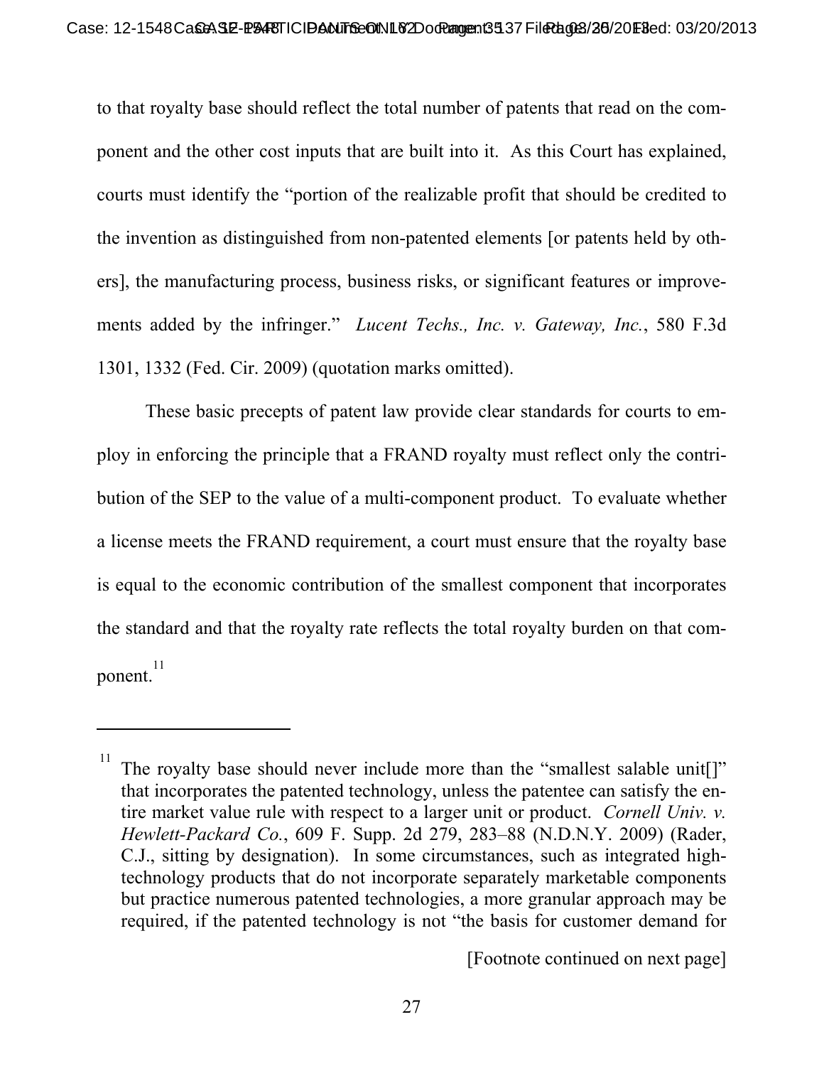to that royalty base should reflect the total number of patents that read on the component and the other cost inputs that are built into it. As this Court has explained, courts must identify the "portion of the realizable profit that should be credited to the invention as distinguished from non-patented elements [or patents held by others], the manufacturing process, business risks, or significant features or improvements added by the infringer." *Lucent Techs., Inc. v. Gateway, Inc.*, 580 F.3d 1301, 1332 (Fed. Cir. 2009) (quotation marks omitted).

These basic precepts of patent law provide clear standards for courts to employ in enforcing the principle that a FRAND royalty must reflect only the contribution of the SEP to the value of a multi-component product. To evaluate whether a license meets the FRAND requirement, a court must ensure that the royalty base is equal to the economic contribution of the smallest component that incorporates the standard and that the royalty rate reflects the total royalty burden on that component.[11]

---

[11] The royalty base should never include more than the "smallest salable unit[]" that incorporates the patented technology, unless the patentee can satisfy the entire market value rule with respect to a larger unit or product. *Cornell Univ. v. Hewlett-Packard Co.*, 609 F. Supp. 2d 279, 283–88 (N.D.N.Y. 2009) (Rader, C.J., sitting by designation). In some circumstances, such as integrated high-technology products that do not incorporate separately marketable components but practice numerous patented technologies, a more granular approach may be required, if the patented technology is not "the basis for customer demand for

[Footnote continued on next page]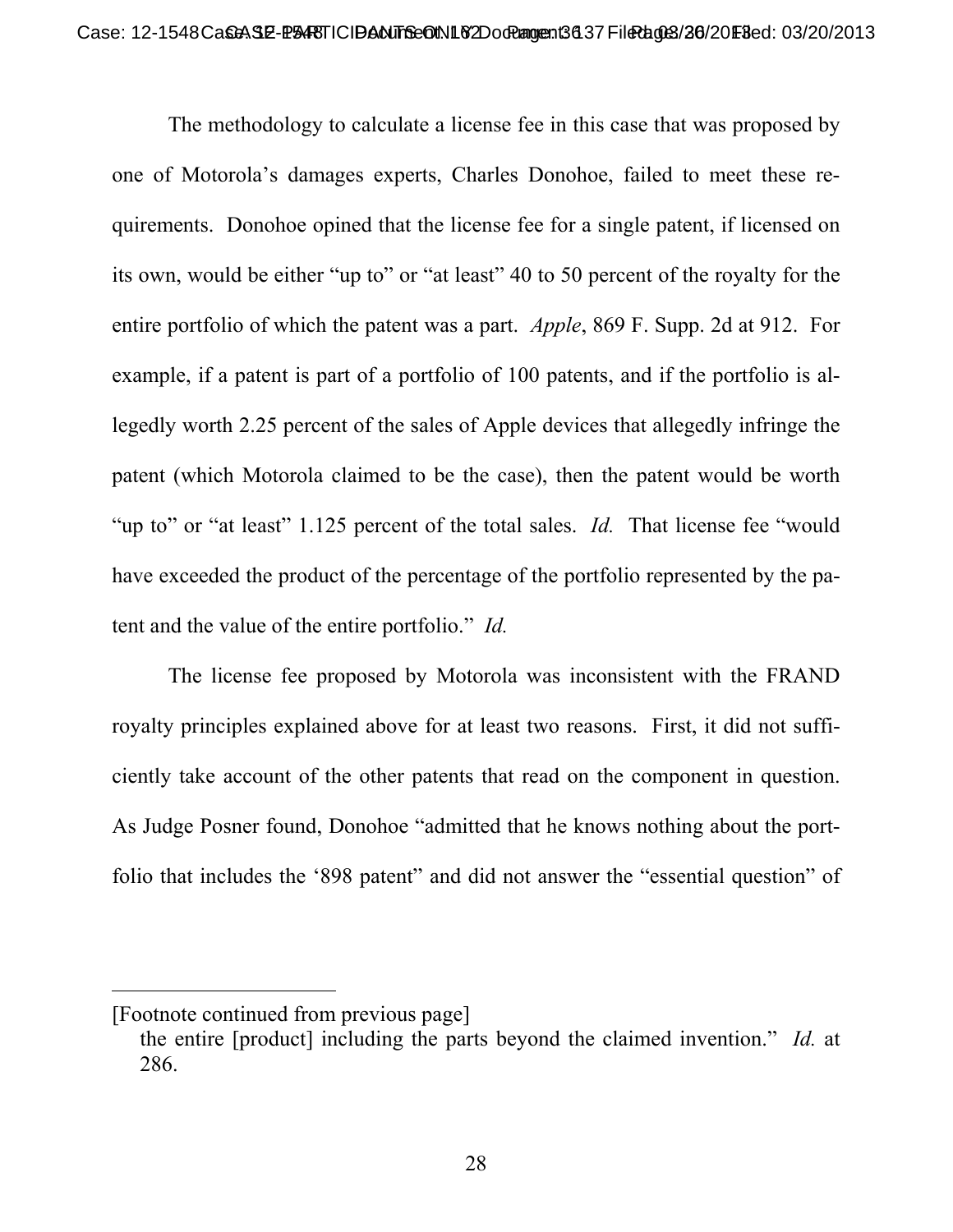The methodology to calculate a license fee in this case that was proposed by one of Motorola's damages experts, Charles Donohoe, failed to meet these requirements. Donohoe opined that the license fee for a single patent, if licensed on its own, would be either "up to" or "at least" 40 to 50 percent of the royalty for the entire portfolio of which the patent was a part. *Apple*, 869 F. Supp. 2d at 912. For example, if a patent is part of a portfolio of 100 patents, and if the portfolio is allegedly worth 2.25 percent of the sales of Apple devices that allegedly infringe the patent (which Motorola claimed to be the case), then the patent would be worth "up to" or "at least" 1.125 percent of the total sales. *Id.* That license fee "would have exceeded the product of the percentage of the portfolio represented by the patent and the value of the entire portfolio." *Id.*

The license fee proposed by Motorola was inconsistent with the FRAND royalty principles explained above for at least two reasons. First, it did not sufficiently take account of the other patents that read on the component in question. As Judge Posner found, Donohoe "admitted that he knows nothing about the portfolio that includes the '898 patent" and did not answer the "essential question" of

---

[Footnote continued from previous page]

the entire [product] including the parts beyond the claimed invention." *Id.* at 286.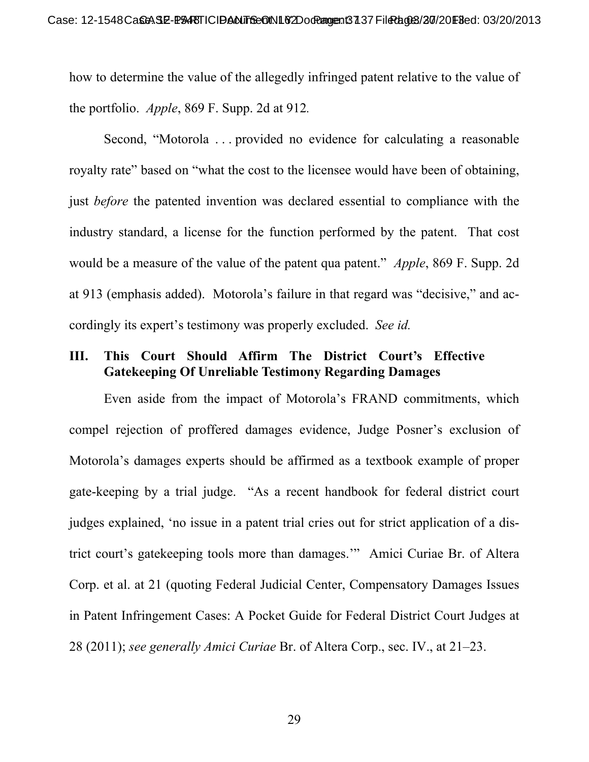how to determine the value of the allegedly infringed patent relative to the value of the portfolio. *Apple*, 869 F. Supp. 2d at 912.

Second, "Motorola . . . provided no evidence for calculating a reasonable royalty rate" based on "what the cost to the licensee would have been of obtaining, just *before* the patented invention was declared essential to compliance with the industry standard, a license for the function performed by the patent. That cost would be a measure of the value of the patent qua patent." *Apple*, 869 F. Supp. 2d at 913 (emphasis added). Motorola's failure in that regard was "decisive," and accordingly its expert's testimony was properly excluded. *See id.*

## III. This Court Should Affirm The District Court's Effective Gatekeeping Of Unreliable Testimony Regarding Damages

Even aside from the impact of Motorola's FRAND commitments, which compel rejection of proffered damages evidence, Judge Posner's exclusion of Motorola's damages experts should be affirmed as a textbook example of proper gate-keeping by a trial judge. "As a recent handbook for federal district court judges explained, 'no issue in a patent trial cries out for strict application of a district court's gatekeeping tools more than damages.'" Amici Curiae Br. of Altera Corp. et al. at 21 (quoting Federal Judicial Center, Compensatory Damages Issues in Patent Infringement Cases: A Pocket Guide for Federal District Court Judges at 28 (2011); *see generally Amici Curiae* Br. of Altera Corp., sec. IV., at 21–23.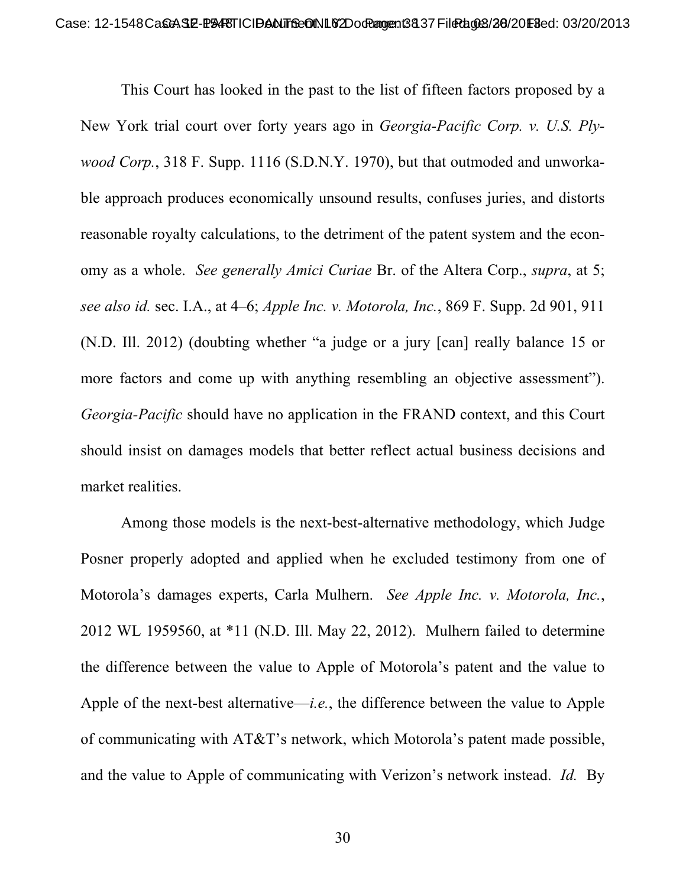This Court has looked in the past to the list of fifteen factors proposed by a New York trial court over forty years ago in *Georgia-Pacific Corp. v. U.S. Plywood Corp.*, 318 F. Supp. 1116 (S.D.N.Y. 1970), but that outmoded and unworkable approach produces economically unsound results, confuses juries, and distorts reasonable royalty calculations, to the detriment of the patent system and the economy as a whole. *See generally Amici Curiae* Br. of the Altera Corp., *supra*, at 5; *see also id.* sec. I.A., at 4–6; *Apple Inc. v. Motorola, Inc.*, 869 F. Supp. 2d 901, 911 (N.D. Ill. 2012) (doubting whether "a judge or a jury [can] really balance 15 or more factors and come up with anything resembling an objective assessment"). *Georgia-Pacific* should have no application in the FRAND context, and this Court should insist on damages models that better reflect actual business decisions and market realities.

Among those models is the next-best-alternative methodology, which Judge Posner properly adopted and applied when he excluded testimony from one of Motorola's damages experts, Carla Mulhern. *See Apple Inc. v. Motorola, Inc.*, 2012 WL 1959560, at *11 (N.D. Ill. May 22, 2012). Mulhern failed to determine the difference between the value to Apple of Motorola's patent and the value to Apple of the next-best alternative—*i.e.*, the difference between the value to Apple of communicating with AT&T's network, which Motorola's patent made possible, and the value to Apple of communicating with Verizon's network instead. *Id.* By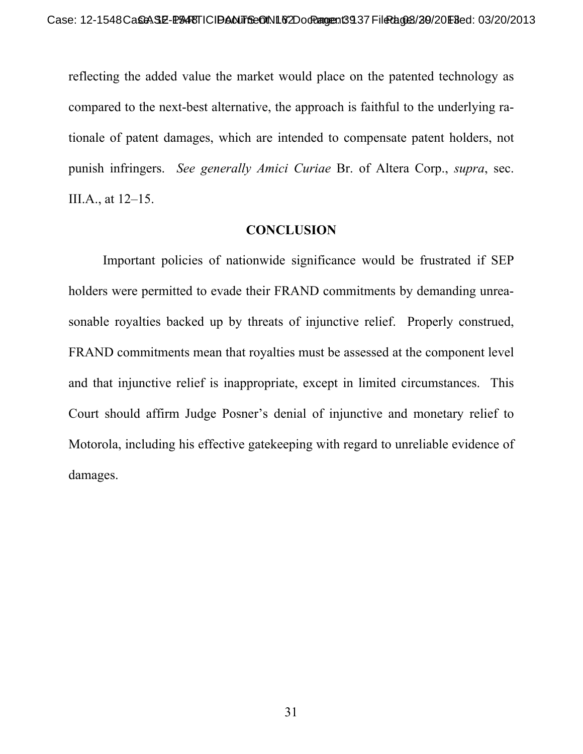reflecting the added value the market would place on the patented technology as compared to the next-best alternative, the approach is faithful to the underlying rationale of patent damages, which are intended to compensate patent holders, not punish infringers. *See generally Amici Curiae* Br. of Altera Corp., *supra*, sec. III.A., at 12–15.

## CONCLUSION

Important policies of nationwide significance would be frustrated if SEP holders were permitted to evade their FRAND commitments by demanding unreasonable royalties backed up by threats of injunctive relief. Properly construed, FRAND commitments mean that royalties must be assessed at the component level and that injunctive relief is inappropriate, except in limited circumstances. This Court should affirm Judge Posner's denial of injunctive and monetary relief to Motorola, including his effective gatekeeping with regard to unreliable evidence of damages.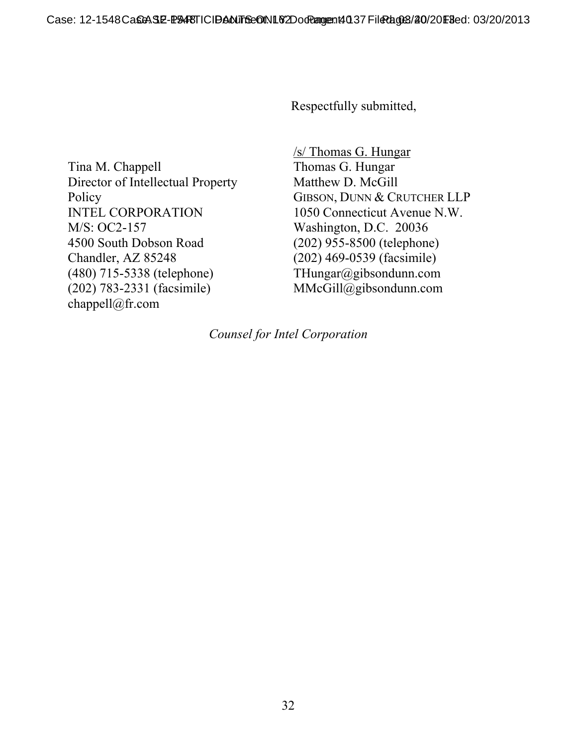Respectfully submitted,

/s/ Thomas G. Hungar
Thomas G. Hungar
Matthew D. McGill
GIBSON, DUNN & CRUTCHER LLP
1050 Connecticut Avenue N.W.
Washington, D.C. 20036
(202) 955-8500 (telephone)
(202) 469-0539 (facsimile)
THungar@gibsondunn.com
MMcGill@gibsondunn.com

Tina M. Chappell
Director of Intellectual Property Policy
INTEL CORPORATION
M/S: OC2-157
4500 South Dobson Road
Chandler, AZ 85248
(480) 715-5338 (telephone)
(202) 783-2331 (facsimile)
chappell@fr.com

*Counsel for Intel Corporation*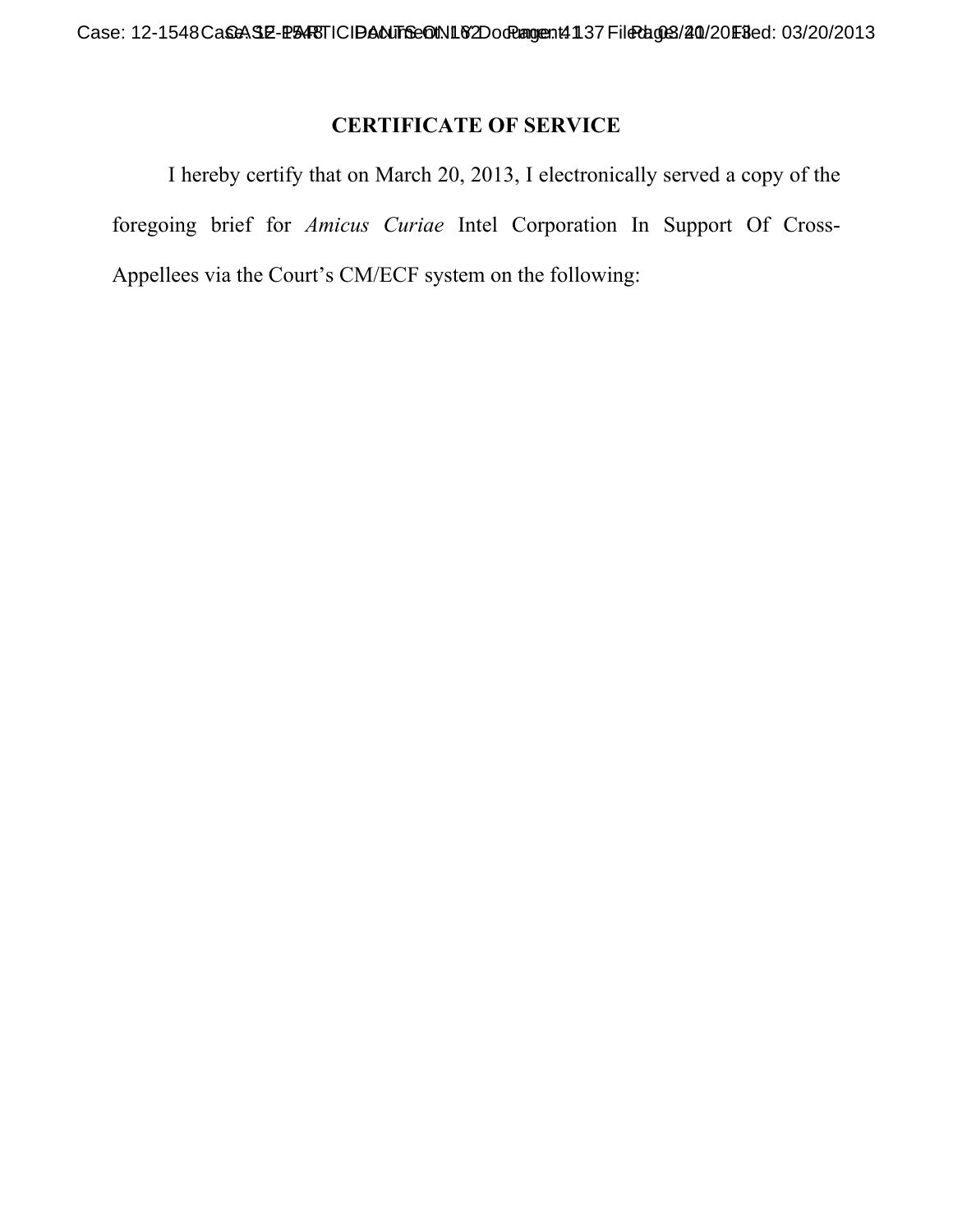## CERTIFICATE OF SERVICE

I hereby certify that on March 20, 2013, I electronically served a copy of the foregoing brief for *Amicus Curiae* Intel Corporation In Support Of Cross-Appellees via the Court's CM/ECF system on the following: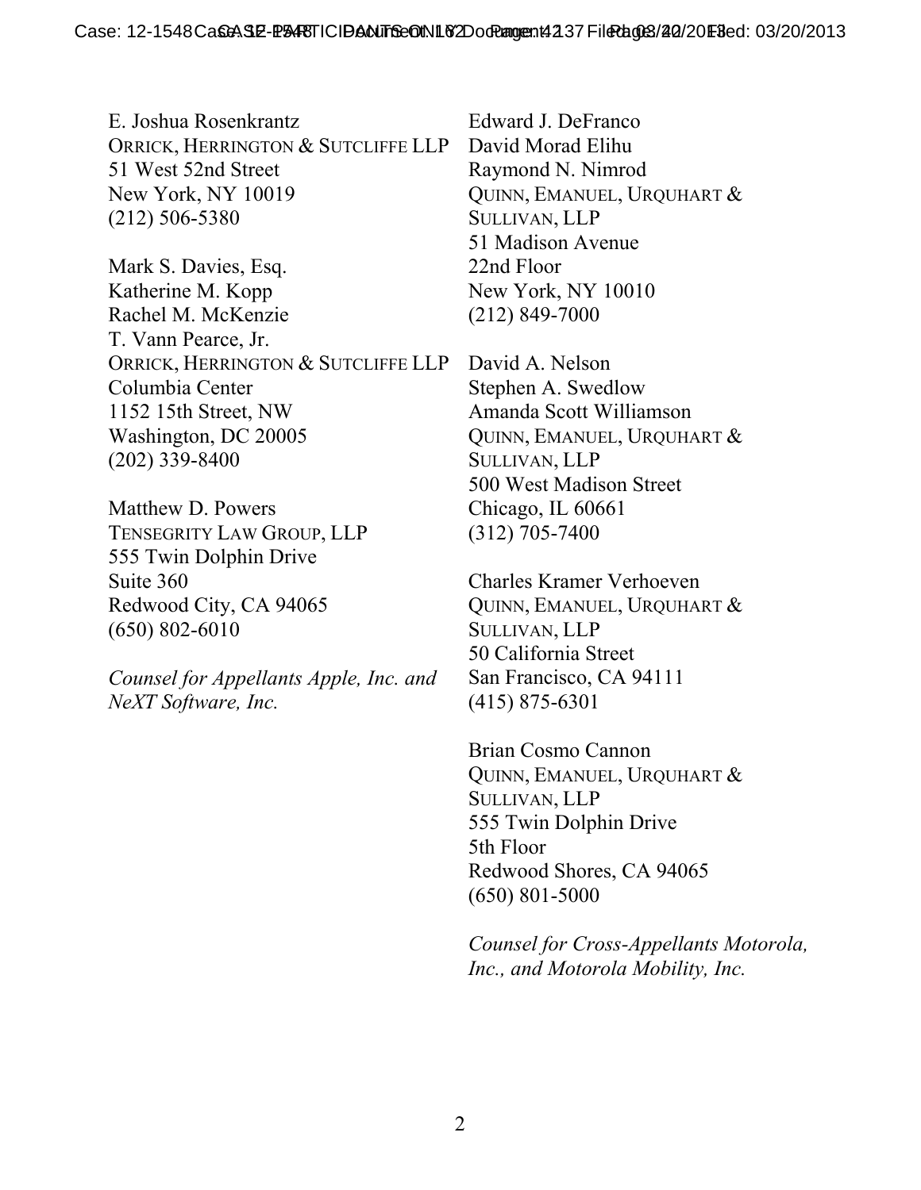E. Joshua Rosenkrantz
ORRICK, HERRINGTON & SUTCLIFFE LLP
51 West 52nd Street
New York, NY 10019
(212) 506-5380

Mark S. Davies, Esq.
Katherine M. Kopp
Rachel M. McKenzie
T. Vann Pearce, Jr.
ORRICK, HERRINGTON & SUTCLIFFE LLP
Columbia Center
1152 15th Street, NW
Washington, DC 20005
(202) 339-8400

Matthew D. Powers
TENSEGRITY LAW GROUP, LLP
555 Twin Dolphin Drive
Suite 360
Redwood City, CA 94065
(650) 802-6010

*Counsel for Appellants Apple, Inc. and NeXT Software, Inc.*

Edward J. DeFranco
David Morad Elihu
Raymond N. Nimrod
QUINN, EMANUEL, URQUHART & SULLIVAN, LLP
51 Madison Avenue
22nd Floor
New York, NY 10010
(212) 849-7000

David A. Nelson
Stephen A. Swedlow
Amanda Scott Williamson
QUINN, EMANUEL, URQUHART & SULLIVAN, LLP
500 West Madison Street
Chicago, IL 60661
(312) 705-7400

Charles Kramer Verhoeven
QUINN, EMANUEL, URQUHART & SULLIVAN, LLP
50 California Street
San Francisco, CA 94111
(415) 875-6301

Brian Cosmo Cannon
QUINN, EMANUEL, URQUHART & SULLIVAN, LLP
555 Twin Dolphin Drive
5th Floor
Redwood Shores, CA 94065
(650) 801-5000

*Counsel for Cross-Appellants Motorola, Inc., and Motorola Mobility, Inc.*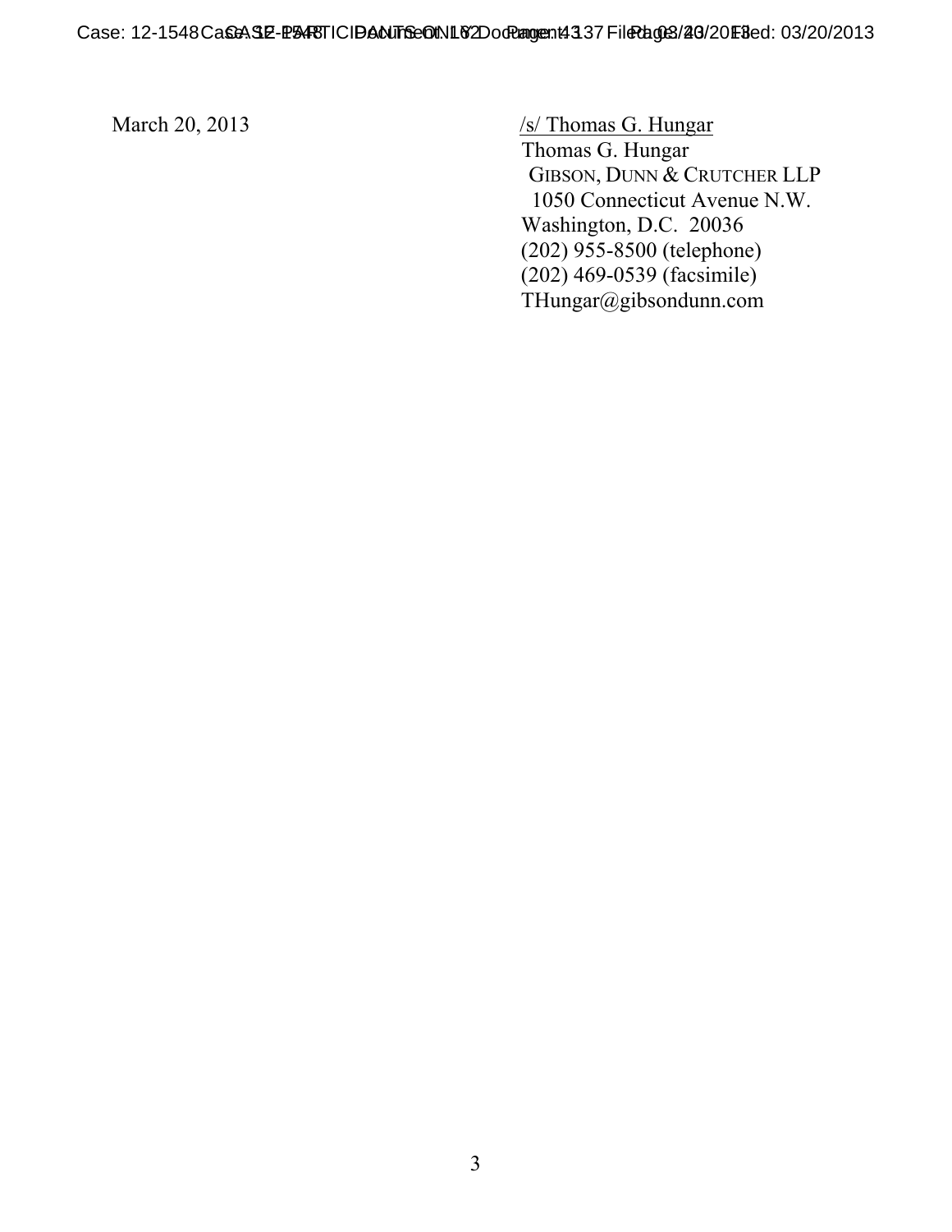March 20, 2013

/s/ Thomas G. Hungar
Thomas G. Hungar
GIBSON, DUNN & CRUTCHER LLP
1050 Connecticut Avenue N.W.
Washington, D.C. 20036
(202) 955-8500 (telephone)
(202) 469-0539 (facsimile)
THungar@gibsondunn.com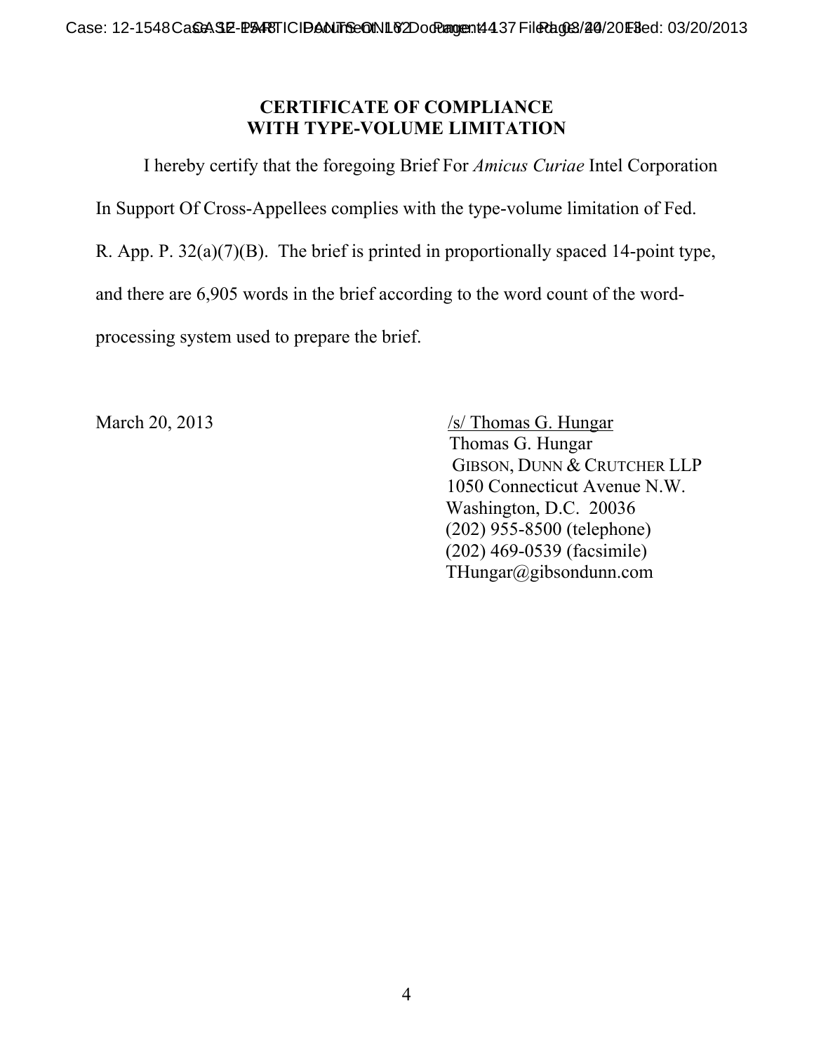**CERTIFICATE OF COMPLIANCE**
**WITH TYPE-VOLUME LIMITATION**

I hereby certify that the foregoing Brief For *Amicus Curiae* Intel Corporation In Support Of Cross-Appellees complies with the type-volume limitation of Fed. R. App. P. 32(a)(7)(B). The brief is printed in proportionally spaced 14-point type, and there are 6,905 words in the brief according to the word count of the word-processing system used to prepare the brief.

March 20, 2013

/s/ Thomas G. Hungar
Thomas G. Hungar
GIBSON, DUNN & CRUTCHER LLP
1050 Connecticut Avenue N.W.
Washington, D.C. 20036
(202) 955-8500 (telephone)
(202) 469-0539 (facsimile)
THungar@gibsondunn.com